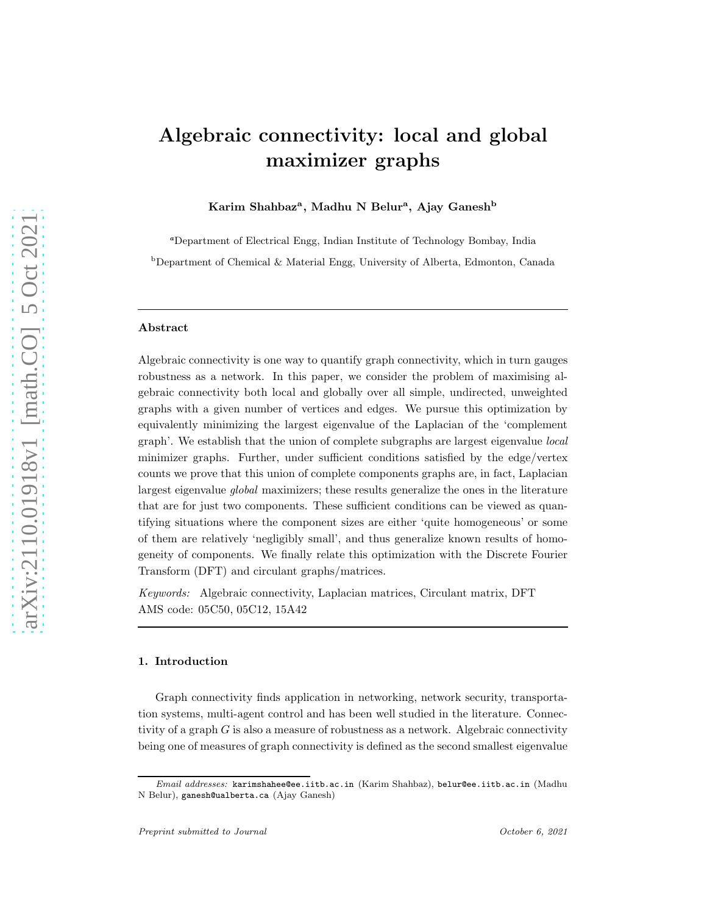# Algebraic connectivity: local and global maximizer graphs

**Karim Shahbaz[a], Madhu N Belur[a], Ajay Ganesh[b]**

[a]Department of Electrical Engg, Indian Institute of Technology Bombay, India

[b]Department of Chemical & Material Engg, University of Alberta, Edmonton, Canada

---

**Abstract**

Algebraic connectivity is one way to quantify graph connectivity, which in turn gauges robustness as a network. In this paper, we consider the problem of maximising algebraic connectivity both local and globally over all simple, undirected, unweighted graphs with a given number of vertices and edges. We pursue this optimization by equivalently minimizing the largest eigenvalue of the Laplacian of the 'complement graph'. We establish that the union of complete subgraphs are largest eigenvalue *local* minimizer graphs. Further, under sufficient conditions satisfied by the edge/vertex counts we prove that this union of complete components graphs are, in fact, Laplacian largest eigenvalue *global* maximizers; these results generalize the ones in the literature that are for just two components. These sufficient conditions can be viewed as quantifying situations where the component sizes are either 'quite homogeneous' or some of them are relatively 'negligibly small', and thus generalize known results of homogeneity of components. We finally relate this optimization with the Discrete Fourier Transform (DFT) and circulant graphs/matrices.

*Keywords:* Algebraic connectivity, Laplacian matrices, Circulant matrix, DFT
AMS code: 05C50, 05C12, 15A42

---

## 1. Introduction

Graph connectivity finds application in networking, network security, transportation systems, multi-agent control and has been well studied in the literature. Connectivity of a graph $G$ is also a measure of robustness as a network. Algebraic connectivity being one of measures of graph connectivity is defined as the second smallest eigenvalue

---

*Email addresses:* karimshahee@ee.iitb.ac.in (Karim Shahbaz), belur@ee.iitb.ac.in (Madhu N Belur), ganesh@ualberta.ca (Ajay Ganesh)

*Preprint submitted to Journal* *October 6, 2021*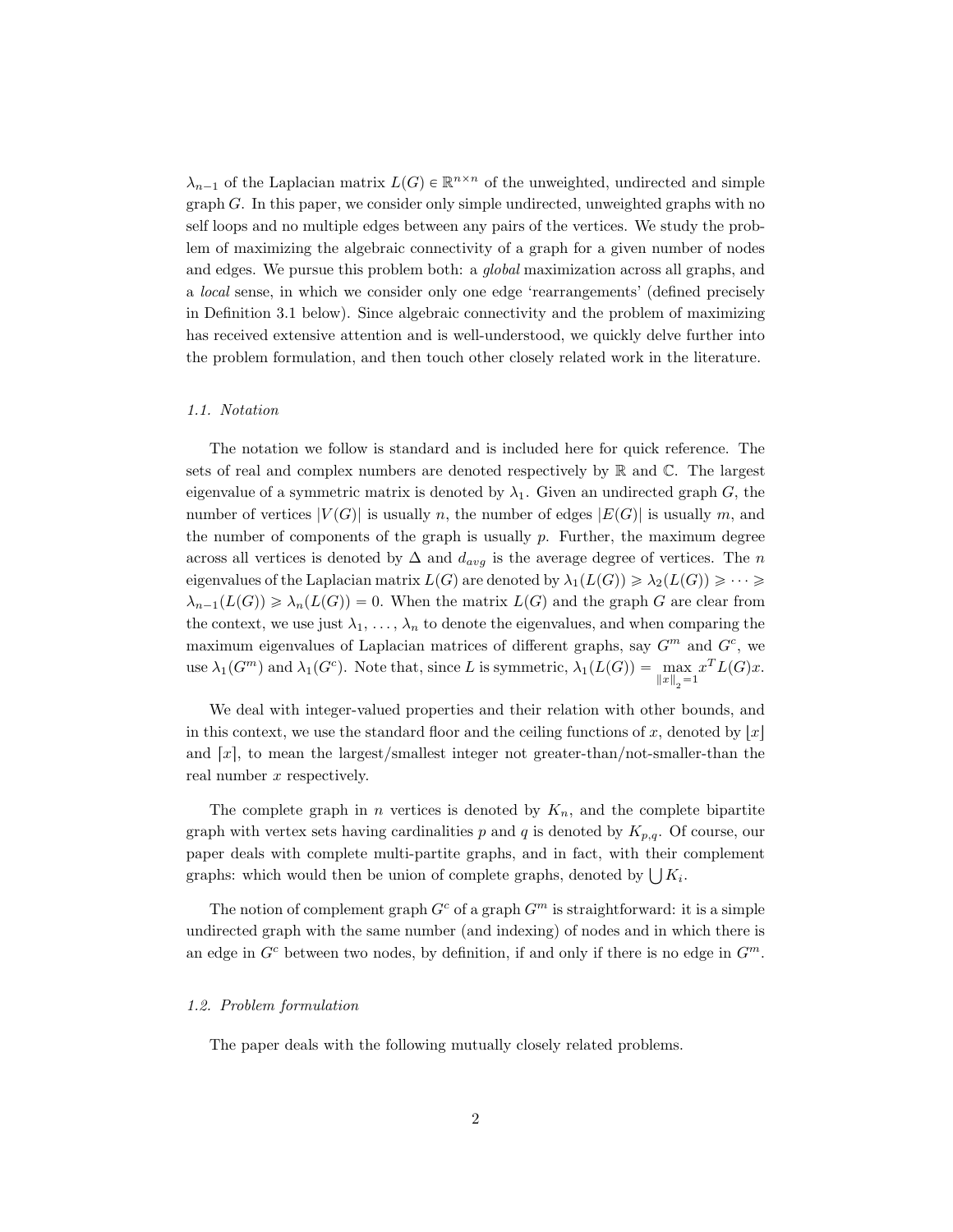$\lambda_{n-1}$ of the Laplacian matrix $L(G) \in \mathbb{R}^{n \times n}$ of the unweighted, undirected and simple graph $G$. In this paper, we consider only simple undirected, unweighted graphs with no self loops and no multiple edges between any pairs of the vertices. We study the problem of maximizing the algebraic connectivity of a graph for a given number of nodes and edges. We pursue this problem both: a *global* maximization across all graphs, and a *local* sense, in which we consider only one edge 'rearrangements' (defined precisely in Definition 3.1 below). Since algebraic connectivity and the problem of maximizing has received extensive attention and is well-understood, we quickly delve further into the problem formulation, and then touch other closely related work in the literature.

### 1.1. Notation

The notation we follow is standard and is included here for quick reference. The sets of real and complex numbers are denoted respectively by $\mathbb{R}$ and $\mathbb{C}$. The largest eigenvalue of a symmetric matrix is denoted by $\lambda_1$. Given an undirected graph $G$, the number of vertices $|V(G)|$ is usually $n$, the number of edges $|E(G)|$ is usually $m$, and the number of components of the graph is usually $p$. Further, the maximum degree across all vertices is denoted by $\Delta$ and $d_{avg}$ is the average degree of vertices. The $n$ eigenvalues of the Laplacian matrix $L(G)$ are denoted by $\lambda_1(L(G)) \geqslant \lambda_2(L(G)) \geqslant \cdots \geqslant \lambda_{n-1}(L(G)) \geqslant \lambda_n(L(G)) = 0$. When the matrix $L(G)$ and the graph $G$ are clear from the context, we use just $\lambda_1, \ldots, \lambda_n$ to denote the eigenvalues, and when comparing the maximum eigenvalues of Laplacian matrices of different graphs, say $G^m$ and $G^c$, we use $\lambda_1(G^m)$ and $\lambda_1(G^c)$. Note that, since $L$ is symmetric, $\lambda_1(L(G)) = \max\limits_{\|x\|_2=1} x^T L(G) x$.

We deal with integer-valued properties and their relation with other bounds, and in this context, we use the standard floor and the ceiling functions of $x$, denoted by $\lfloor x \rfloor$ and $\lceil x \rceil$, to mean the largest/smallest integer not greater-than/not-smaller-than the real number $x$ respectively.

The complete graph in $n$ vertices is denoted by $K_n$, and the complete bipartite graph with vertex sets having cardinalities $p$ and $q$ is denoted by $K_{p,q}$. Of course, our paper deals with complete multi-partite graphs, and in fact, with their complement graphs: which would then be union of complete graphs, denoted by $\bigcup K_i$.

The notion of complement graph $G^c$ of a graph $G^m$ is straightforward: it is a simple undirected graph with the same number (and indexing) of nodes and in which there is an edge in $G^c$ between two nodes, by definition, if and only if there is no edge in $G^m$.

### 1.2. Problem formulation

The paper deals with the following mutually closely related problems.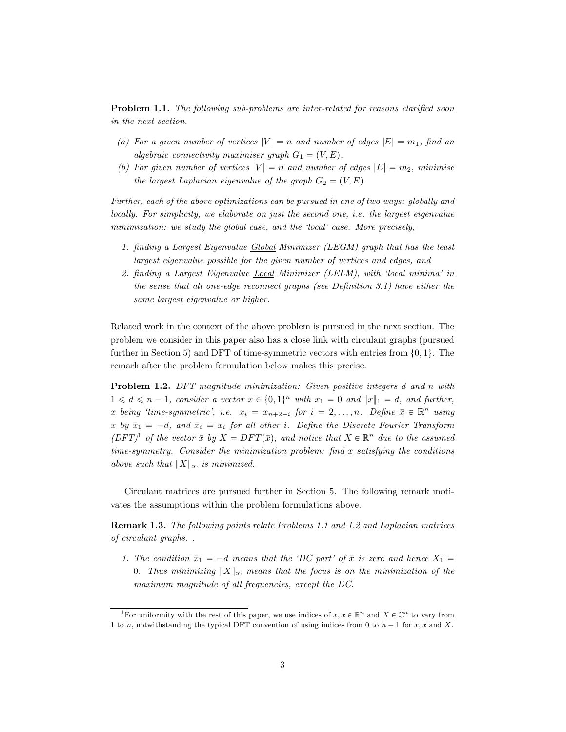**Problem 1.1.** *The following sub-problems are inter-related for reasons clarified soon in the next section.*

*(a) For a given number of vertices $|V| = n$ and number of edges $|E| = m_1$, find an algebraic connectivity maximiser graph $G_1 = (V, E)$.*
*(b) For given number of vertices $|V| = n$ and number of edges $|E| = m_2$, minimise the largest Laplacian eigenvalue of the graph $G_2 = (V, E)$.*

*Further, each of the above optimizations can be pursued in one of two ways: globally and locally. For simplicity, we elaborate on just the second one, i.e. the largest eigenvalue minimization: we study the global case, and the 'local' case. More precisely,*

1. *finding a Largest Eigenvalue Global Minimizer (LEGM) graph that has the least largest eigenvalue possible for the given number of vertices and edges, and*
2. *finding a Largest Eigenvalue Local Minimizer (LELM), with 'local minima' in the sense that all one-edge reconnect graphs (see Definition 3.1) have either the same largest eigenvalue or higher.*

Related work in the context of the above problem is pursued in the next section. The problem we consider in this paper also has a close link with circulant graphs (pursued further in Section 5) and DFT of time-symmetric vectors with entries from $\{0, 1\}$. The remark after the problem formulation below makes this precise.

**Problem 1.2.** *DFT magnitude minimization: Given positive integers $d$ and $n$ with $1 \leqslant d \leqslant n - 1$, consider a vector $x \in \{0, 1\}^n$ with $x_1 = 0$ and $\|x\|_1 = d$, and further, $x$ being 'time-symmetric', i.e. $x_i = x_{n+2-i}$ for $i = 2, \ldots, n$. Define $\bar{x} \in \mathbb{R}^n$ using $x$ by $\bar{x}_1 = -d$, and $\bar{x}_i = x_i$ for all other $i$. Define the Discrete Fourier Transform (DFT)[1] of the vector $\bar{x}$ by $X = DFT(\bar{x})$, and notice that $X \in \mathbb{R}^n$ due to the assumed time-symmetry. Consider the minimization problem: find $x$ satisfying the conditions above such that $\|X\|_\infty$ is minimized.*

Circulant matrices are pursued further in Section 5. The following remark motivates the assumptions within the problem formulations above.

**Remark 1.3.** *The following points relate Problems 1.1 and 1.2 and Laplacian matrices of circulant graphs. .*

1. *The condition $\bar{x}_1 = -d$ means that the 'DC part' of $\bar{x}$ is zero and hence $X_1 = 0$. Thus minimizing $\|X\|_\infty$ means that the focus is on the minimization of the maximum magnitude of all frequencies, except the DC.*

[1] For uniformity with the rest of this paper, we use indices of $x, \bar{x} \in \mathbb{R}^n$ and $X \in \mathbb{C}^n$ to vary from 1 to $n$, notwithstanding the typical DFT convention of using indices from 0 to $n-1$ for $x, \bar{x}$ and $X$.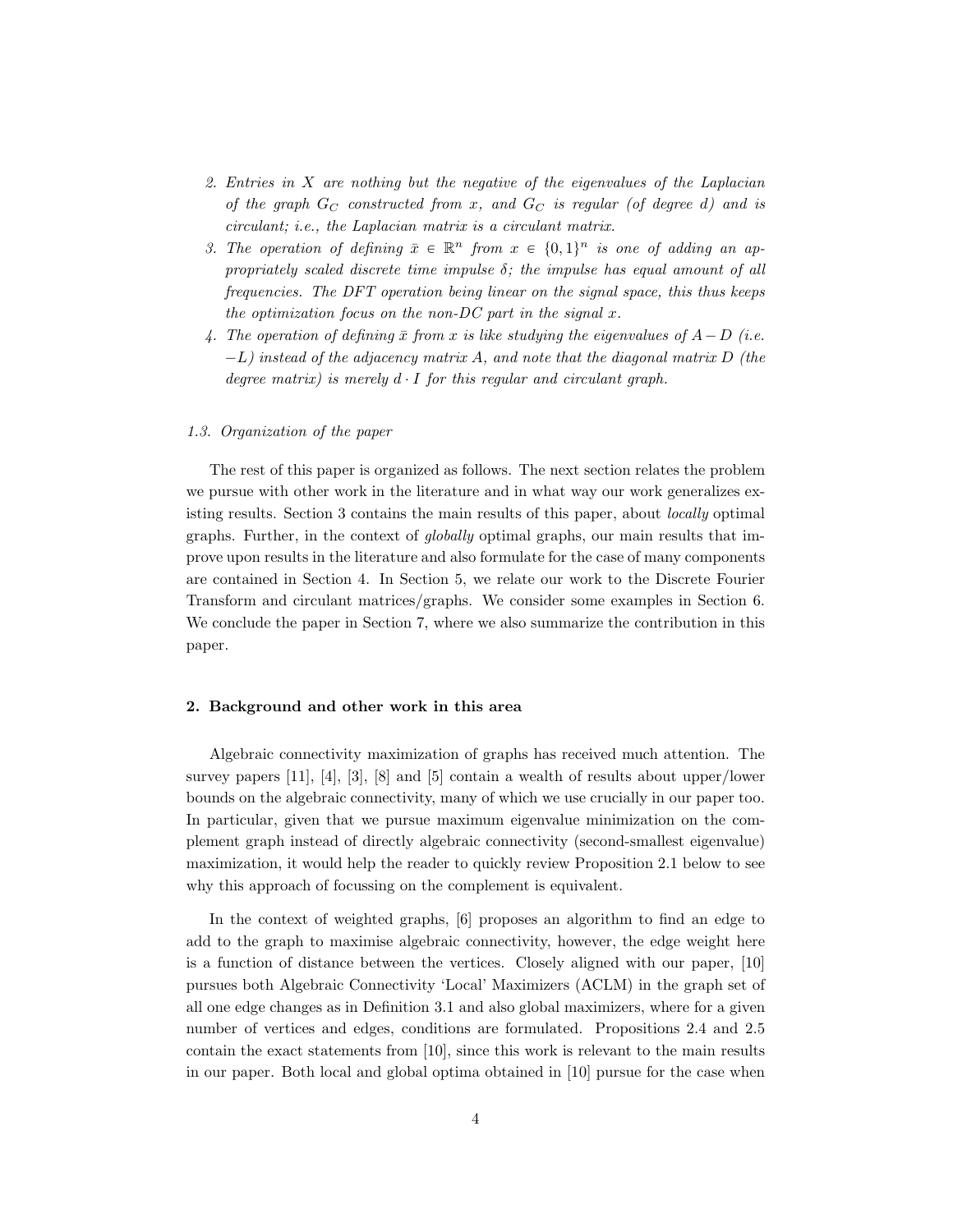2. *Entries in $X$ are nothing but the negative of the eigenvalues of the Laplacian of the graph $G_C$ constructed from $x$, and $G_C$ is regular (of degree $d$) and is circulant; i.e., the Laplacian matrix is a circulant matrix.*
3. *The operation of defining $\bar{x} \in \mathbb{R}^n$ from $x \in \{0,1\}^n$ is one of adding an appropriately scaled discrete time impulse $\delta$; the impulse has equal amount of all frequencies. The DFT operation being linear on the signal space, this thus keeps the optimization focus on the non-DC part in the signal $x$.*
4. *The operation of defining $\bar{x}$ from $x$ is like studying the eigenvalues of $A - D$ (i.e. $-L$) instead of the adjacency matrix $A$, and note that the diagonal matrix $D$ (the degree matrix) is merely $d \cdot I$ for this regular and circulant graph.*

### 1.3. Organization of the paper

The rest of this paper is organized as follows. The next section relates the problem we pursue with other work in the literature and in what way our work generalizes existing results. Section 3 contains the main results of this paper, about *locally* optimal graphs. Further, in the context of *globally* optimal graphs, our main results that improve upon results in the literature and also formulate for the case of many components are contained in Section 4. In Section 5, we relate our work to the Discrete Fourier Transform and circulant matrices/graphs. We consider some examples in Section 6. We conclude the paper in Section 7, where we also summarize the contribution in this paper.

## 2. Background and other work in this area

Algebraic connectivity maximization of graphs has received much attention. The survey papers [11], [4], [3], [8] and [5] contain a wealth of results about upper/lower bounds on the algebraic connectivity, many of which we use crucially in our paper too. In particular, given that we pursue maximum eigenvalue minimization on the complement graph instead of directly algebraic connectivity (second-smallest eigenvalue) maximization, it would help the reader to quickly review Proposition 2.1 below to see why this approach of focussing on the complement is equivalent.

In the context of weighted graphs, [6] proposes an algorithm to find an edge to add to the graph to maximise algebraic connectivity, however, the edge weight here is a function of distance between the vertices. Closely aligned with our paper, [10] pursues both Algebraic Connectivity 'Local' Maximizers (ACLM) in the graph set of all one edge changes as in Definition 3.1 and also global maximizers, where for a given number of vertices and edges, conditions are formulated. Propositions 2.4 and 2.5 contain the exact statements from [10], since this work is relevant to the main results in our paper. Both local and global optima obtained in [10] pursue for the case when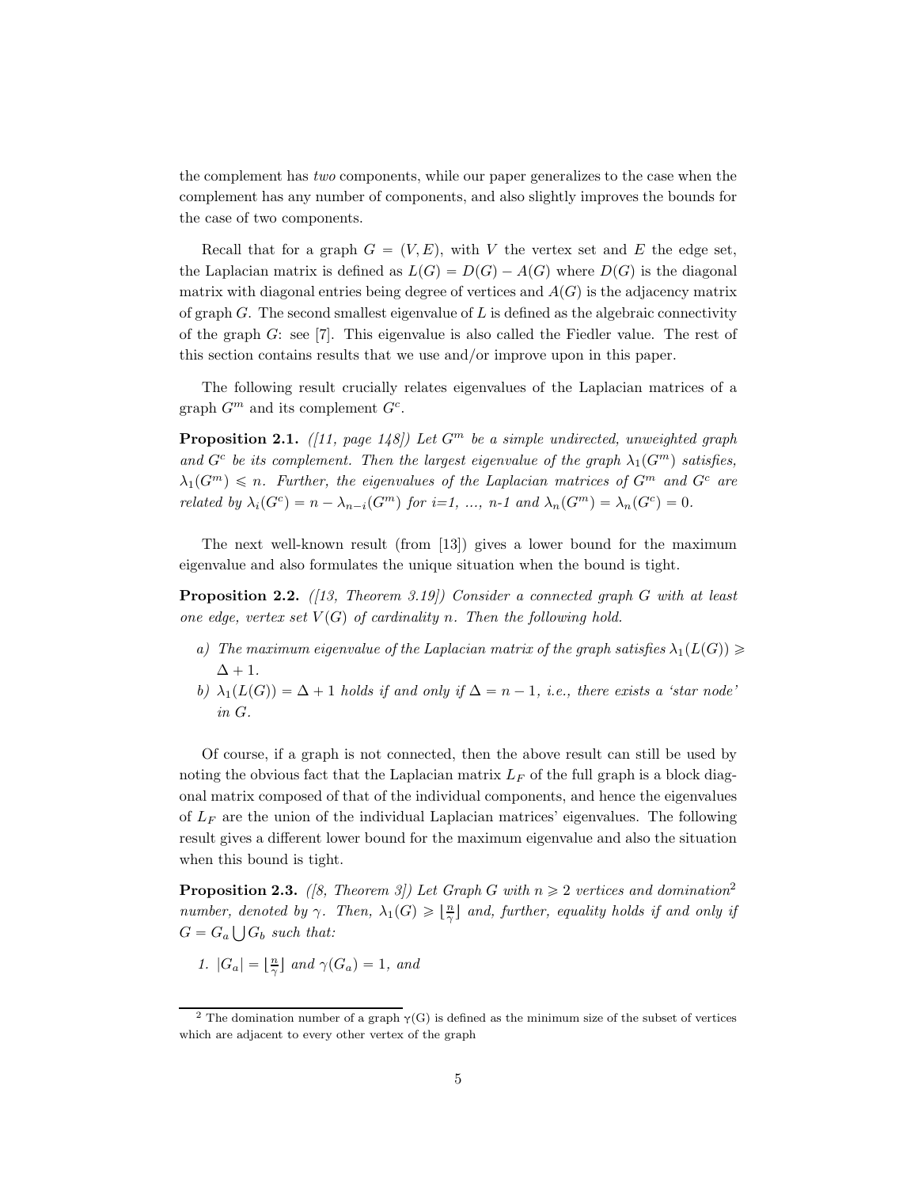the complement has *two* components, while our paper generalizes to the case when the complement has any number of components, and also slightly improves the bounds for the case of two components.

Recall that for a graph $G = (V, E)$, with $V$ the vertex set and $E$ the edge set, the Laplacian matrix is defined as $L(G) = D(G) - A(G)$ where $D(G)$ is the diagonal matrix with diagonal entries being degree of vertices and $A(G)$ is the adjacency matrix of graph $G$. The second smallest eigenvalue of $L$ is defined as the algebraic connectivity of the graph $G$: see [7]. This eigenvalue is also called the Fiedler value. The rest of this section contains results that we use and/or improve upon in this paper.

The following result crucially relates eigenvalues of the Laplacian matrices of a graph $G^m$ and its complement $G^c$.

**Proposition 2.1.** *([11, page 148]) Let $G^m$ be a simple undirected, unweighted graph and $G^c$ be its complement. Then the largest eigenvalue of the graph $\lambda_1(G^m)$ satisfies, $\lambda_1(G^m) \leqslant n$. Further, the eigenvalues of the Laplacian matrices of $G^m$ and $G^c$ are related by $\lambda_i(G^c) = n - \lambda_{n-i}(G^m)$ for i=1, ..., n-1 and $\lambda_n(G^m) = \lambda_n(G^c) = 0$.*

The next well-known result (from [13]) gives a lower bound for the maximum eigenvalue and also formulates the unique situation when the bound is tight.

**Proposition 2.2.** *([13, Theorem 3.19]) Consider a connected graph $G$ with at least one edge, vertex set $V(G)$ of cardinality $n$. Then the following hold.*

*a) The maximum eigenvalue of the Laplacian matrix of the graph satisfies $\lambda_1(L(G)) \geqslant \Delta + 1$.*

*b) $\lambda_1(L(G)) = \Delta + 1$ holds if and only if $\Delta = n - 1$, i.e., there exists a 'star node' in $G$.*

Of course, if a graph is not connected, then the above result can still be used by noting the obvious fact that the Laplacian matrix $L_F$ of the full graph is a block diagonal matrix composed of that of the individual components, and hence the eigenvalues of $L_F$ are the union of the individual Laplacian matrices' eigenvalues. The following result gives a different lower bound for the maximum eigenvalue and also the situation when this bound is tight.

**Proposition 2.3.** *([8, Theorem 3]) Let Graph G with $n \geqslant 2$ vertices and domination[2] number, denoted by $\gamma$. Then, $\lambda_1(G) \geqslant \lfloor \frac{n}{\gamma} \rfloor$ and, further, equality holds if and only if $G = G_a \bigcup G_b$ such that:*

*1. $|G_a| = \lfloor \frac{n}{\gamma} \rfloor$ and $\gamma(G_a) = 1$, and*

[2] The domination number of a graph $\gamma$(G) is defined as the minimum size of the subset of vertices which are adjacent to every other vertex of the graph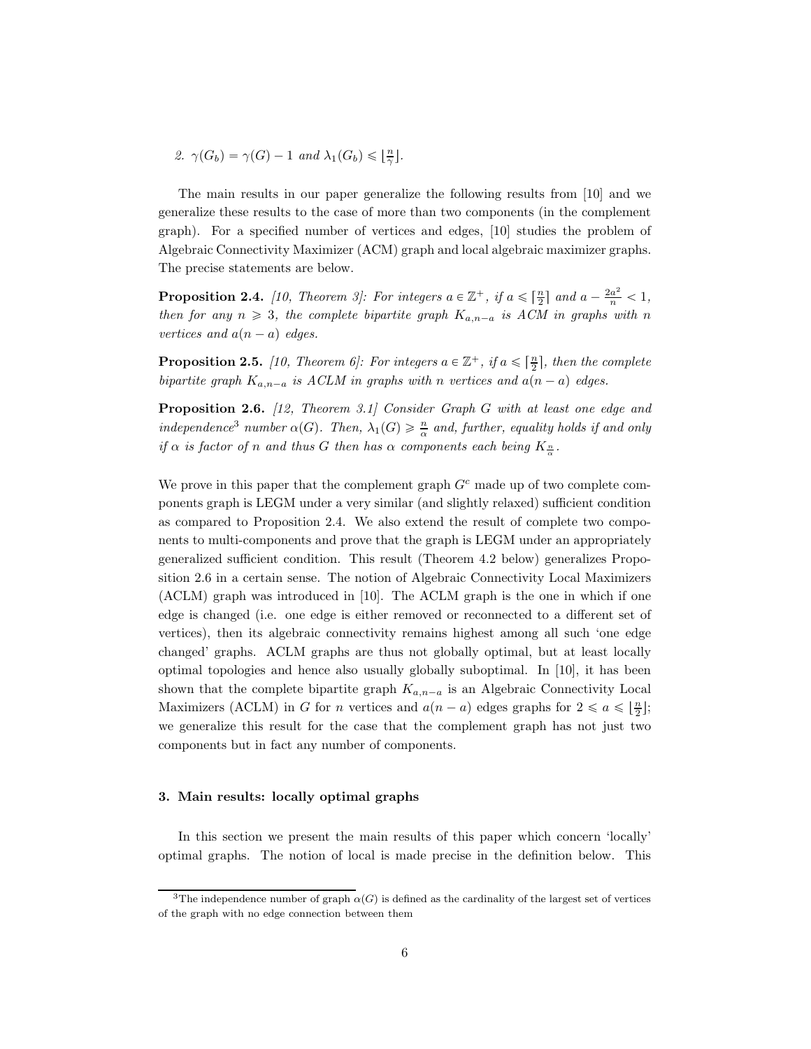2. $\gamma(G_b) = \gamma(G) - 1$ and $\lambda_1(G_b) \leqslant \lfloor \frac{n}{\gamma} \rfloor$.

The main results in our paper generalize the following results from [10] and we generalize these results to the case of more than two components (in the complement graph). For a specified number of vertices and edges, [10] studies the problem of Algebraic Connectivity Maximizer (ACM) graph and local algebraic maximizer graphs. The precise statements are below.

**Proposition 2.4.** *[10, Theorem 3]: For integers $a \in \mathbb{Z}^+$, if $a \leqslant \lceil \frac{n}{2} \rceil$ and $a - \frac{2a^2}{n} < 1$, then for any $n \geqslant 3$, the complete bipartite graph $K_{a,n-a}$ is ACM in graphs with $n$ vertices and $a(n-a)$ edges.*

**Proposition 2.5.** *[10, Theorem 6]: For integers $a \in \mathbb{Z}^+$, if $a \leqslant \lceil \frac{n}{2} \rceil$, then the complete bipartite graph $K_{a,n-a}$ is ACLM in graphs with $n$ vertices and $a(n-a)$ edges.*

**Proposition 2.6.** *[12, Theorem 3.1] Consider Graph $G$ with at least one edge and independence[3] number $\alpha(G)$. Then, $\lambda_1(G) \geqslant \frac{n}{\alpha}$ and, further, equality holds if and only if $\alpha$ is factor of $n$ and thus $G$ then has $\alpha$ components each being $K_{\frac{n}{\alpha}}$.*

We prove in this paper that the complement graph $G^c$ made up of two complete components graph is LEGM under a very similar (and slightly relaxed) sufficient condition as compared to Proposition 2.4. We also extend the result of complete two components to multi-components and prove that the graph is LEGM under an appropriately generalized sufficient condition. This result (Theorem 4.2 below) generalizes Proposition 2.6 in a certain sense. The notion of Algebraic Connectivity Local Maximizers (ACLM) graph was introduced in [10]. The ACLM graph is the one in which if one edge is changed (i.e. one edge is either removed or reconnected to a different set of vertices), then its algebraic connectivity remains highest among all such 'one edge changed' graphs. ACLM graphs are thus not globally optimal, but at least locally optimal topologies and hence also usually globally suboptimal. In [10], it has been shown that the complete bipartite graph $K_{a,n-a}$ is an Algebraic Connectivity Local Maximizers (ACLM) in $G$ for $n$ vertices and $a(n-a)$ edges graphs for $2 \leqslant a \leqslant \lfloor \frac{n}{2} \rfloor$; we generalize this result for the case that the complement graph has not just two components but in fact any number of components.

### 3. Main results: locally optimal graphs

In this section we present the main results of this paper which concern 'locally' optimal graphs. The notion of local is made precise in the definition below. This

[3] The independence number of graph $\alpha(G)$ is defined as the cardinality of the largest set of vertices of the graph with no edge connection between them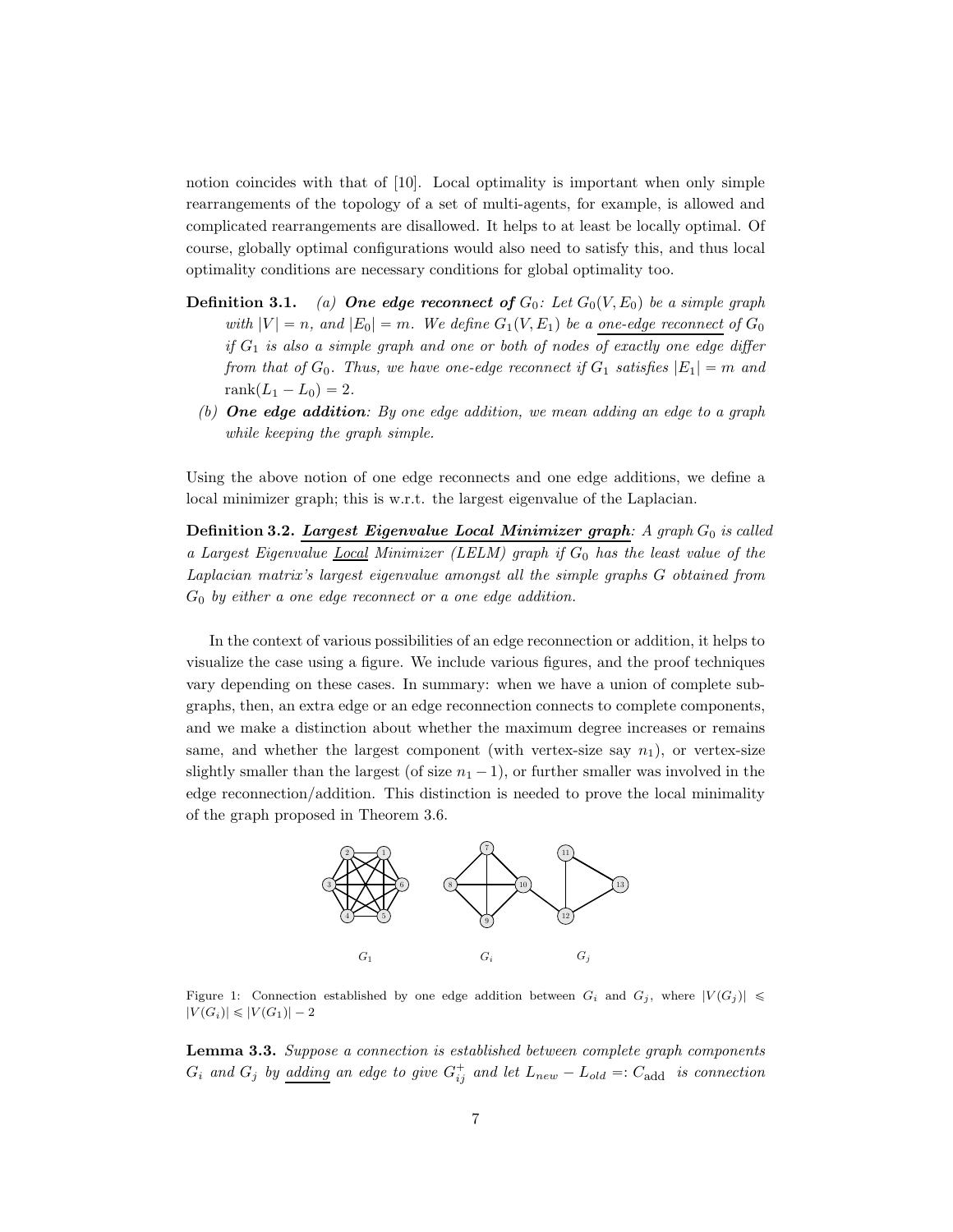notion coincides with that of [10]. Local optimality is important when only simple rearrangements of the topology of a set of multi-agents, for example, is allowed and complicated rearrangements are disallowed. It helps to at least be locally optimal. Of course, globally optimal configurations would also need to satisfy this, and thus local optimality conditions are necessary conditions for global optimality too.

**Definition 3.1.** *(a)* ***One edge reconnect of*** $G_0$*: Let $G_0(V, E_0)$ be a simple graph with $|V| = n$, and $|E_0| = m$. We define $G_1(V, E_1)$ be a one-edge reconnect of $G_0$ if $G_1$ is also a simple graph and one or both of nodes of exactly one edge differ from that of $G_0$. Thus, we have one-edge reconnect if $G_1$ satisfies $|E_1| = m$ and $\mathrm{rank}(L_1 - L_0) = 2$.*

*(b)* ***One edge addition****: By one edge addition, we mean adding an edge to a graph while keeping the graph simple.*

Using the above notion of one edge reconnects and one edge additions, we define a local minimizer graph; this is w.r.t. the largest eigenvalue of the Laplacian.

**Definition 3.2.** ***Largest Eigenvalue Local Minimizer graph****: A graph $G_0$ is called a Largest Eigenvalue Local Minimizer (LELM) graph if $G_0$ has the least value of the Laplacian matrix's largest eigenvalue amongst all the simple graphs $G$ obtained from $G_0$ by either a one edge reconnect or a one edge addition.*

In the context of various possibilities of an edge reconnection or addition, it helps to visualize the case using a figure. We include various figures, and the proof techniques vary depending on these cases. In summary: when we have a union of complete subgraphs, then, an extra edge or an edge reconnection connects to complete components, and we make a distinction about whether the maximum degree increases or remains same, and whether the largest component (with vertex-size say $n_1$), or vertex-size slightly smaller than the largest (of size $n_1 - 1$), or further smaller was involved in the edge reconnection/addition. This distinction is needed to prove the local minimality of the graph proposed in Theorem 3.6.

Figure 1: Connection established by one edge addition between $G_i$ and $G_j$, where $|V(G_j)| \leqslant |V(G_i)| \leqslant |V(G_1)| - 2$

**Lemma 3.3.** *Suppose a connection is established between complete graph components $G_i$ and $G_j$ by adding an edge to give $G_{ij}^+$ and let $L_{new} - L_{old} =: C_{\text{add}}$ is connection*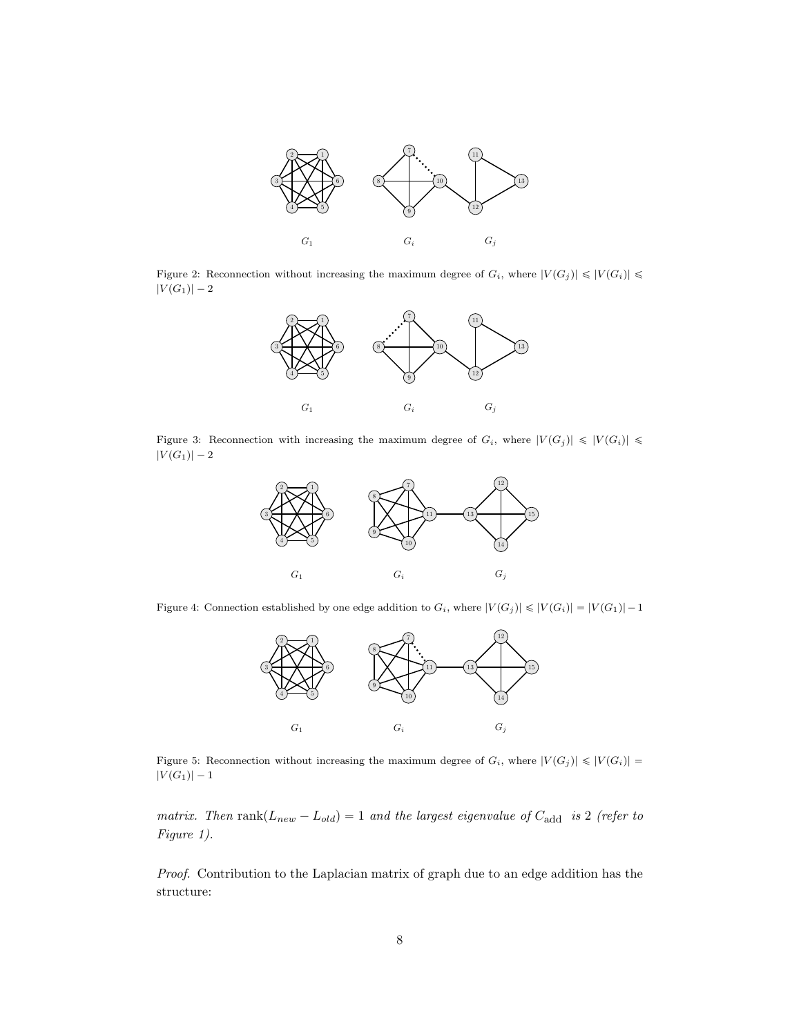Figure 2: Reconnection without increasing the maximum degree of $G_i$, where $|V(G_j)| \leqslant |V(G_i)| \leqslant |V(G_1)| - 2$

Figure 3: Reconnection with increasing the maximum degree of $G_i$, where $|V(G_j)| \leqslant |V(G_i)| \leqslant |V(G_1)| - 2$

Figure 4: Connection established by one edge addition to $G_i$, where $|V(G_j)| \leqslant |V(G_i)| = |V(G_1)| - 1$

Figure 5: Reconnection without increasing the maximum degree of $G_i$, where $|V(G_j)| \leqslant |V(G_i)| = |V(G_1)| - 1$

*matrix. Then* $\text{rank}(L_{new} - L_{old}) = 1$ *and the largest eigenvalue of* $C_{\text{add}}$ *is* 2 *(refer to Figure 1).*

*Proof.* Contribution to the Laplacian matrix of graph due to an edge addition has the structure: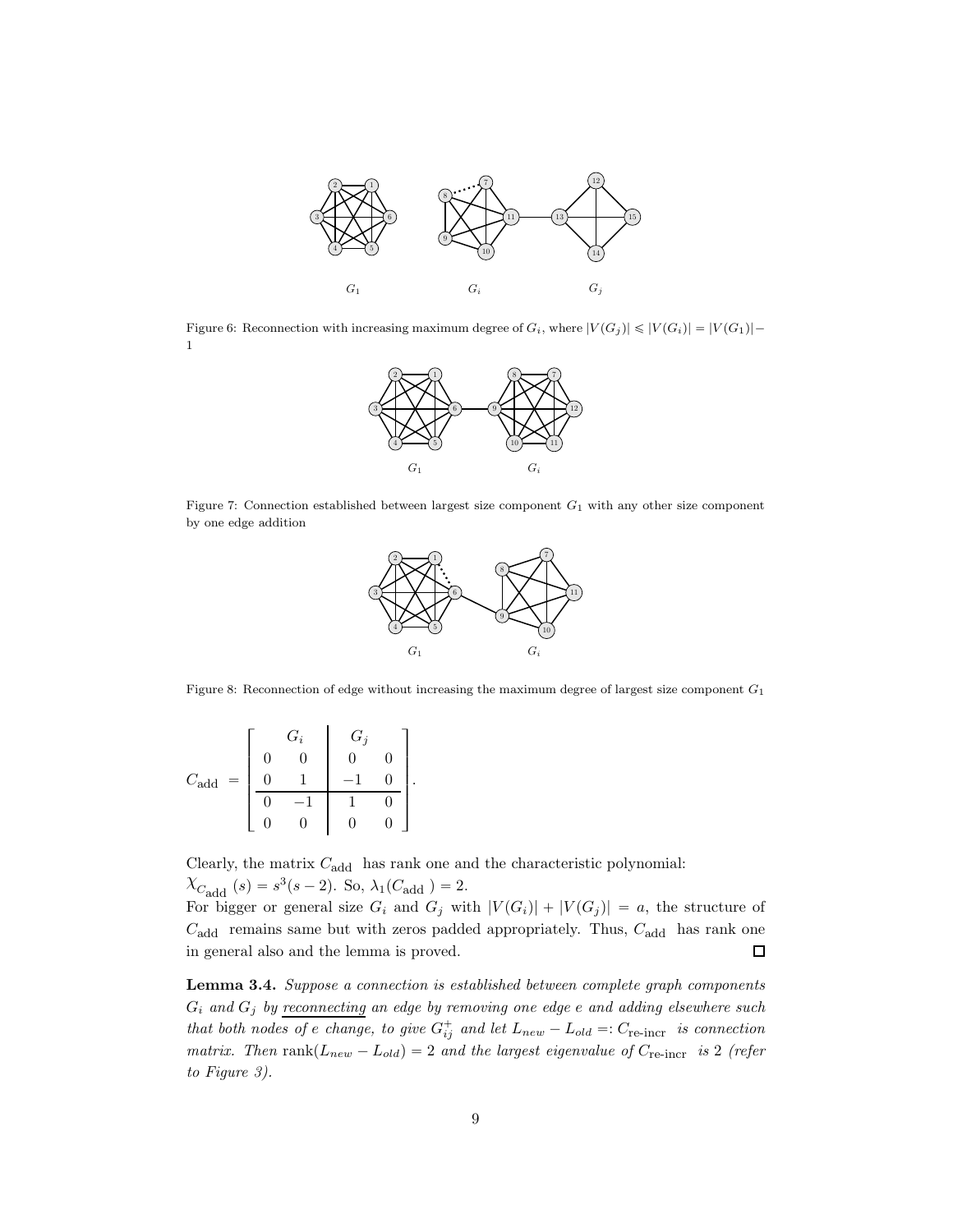Figure 6: Reconnection with increasing maximum degree of $G_i$, where $|V(G_j)| \leqslant |V(G_i)| = |V(G_1)| - 1$

Figure 7: Connection established between largest size component $G_1$ with any other size component by one edge addition

Figure 8: Reconnection of edge without increasing the maximum degree of largest size component $G_1$

$$
C_{\text{add}} = \left[\begin{array}{cc|cc} \multicolumn{2}{c|}{G_i} & \multicolumn{2}{c}{G_j} \\ 0 & 0 & 0 & 0 \\ 0 & 1 & -1 & 0 \\ \hline 0 & -1 & 1 & 0 \\ 0 & 0 & 0 & 0 \end{array}\right].
$$

Clearly, the matrix $C_{\text{add}}$ has rank one and the characteristic polynomial: $\chi_{C_{\text{add}}}(s) = s^3(s-2)$. So, $\lambda_1(C_{\text{add}}) = 2$.
For bigger or general size $G_i$ and $G_j$ with $|V(G_i)| + |V(G_j)| = a$, the structure of $C_{\text{add}}$ remains same but with zeros padded appropriately. Thus, $C_{\text{add}}$ has rank one in general also and the lemma is proved. □

**Lemma 3.4.** *Suppose a connection is established between complete graph components $G_i$ and $G_j$ by reconnecting an edge by removing one edge $e$ and adding elsewhere such that both nodes of $e$ change, to give $G_{ij}^{+}$ and let $L_{new} - L_{old} =: C_{\text{re-incr}}$ is connection matrix. Then $\text{rank}(L_{new} - L_{old}) = 2$ and the largest eigenvalue of $C_{\text{re-incr}}$ is 2 (refer to Figure 3).*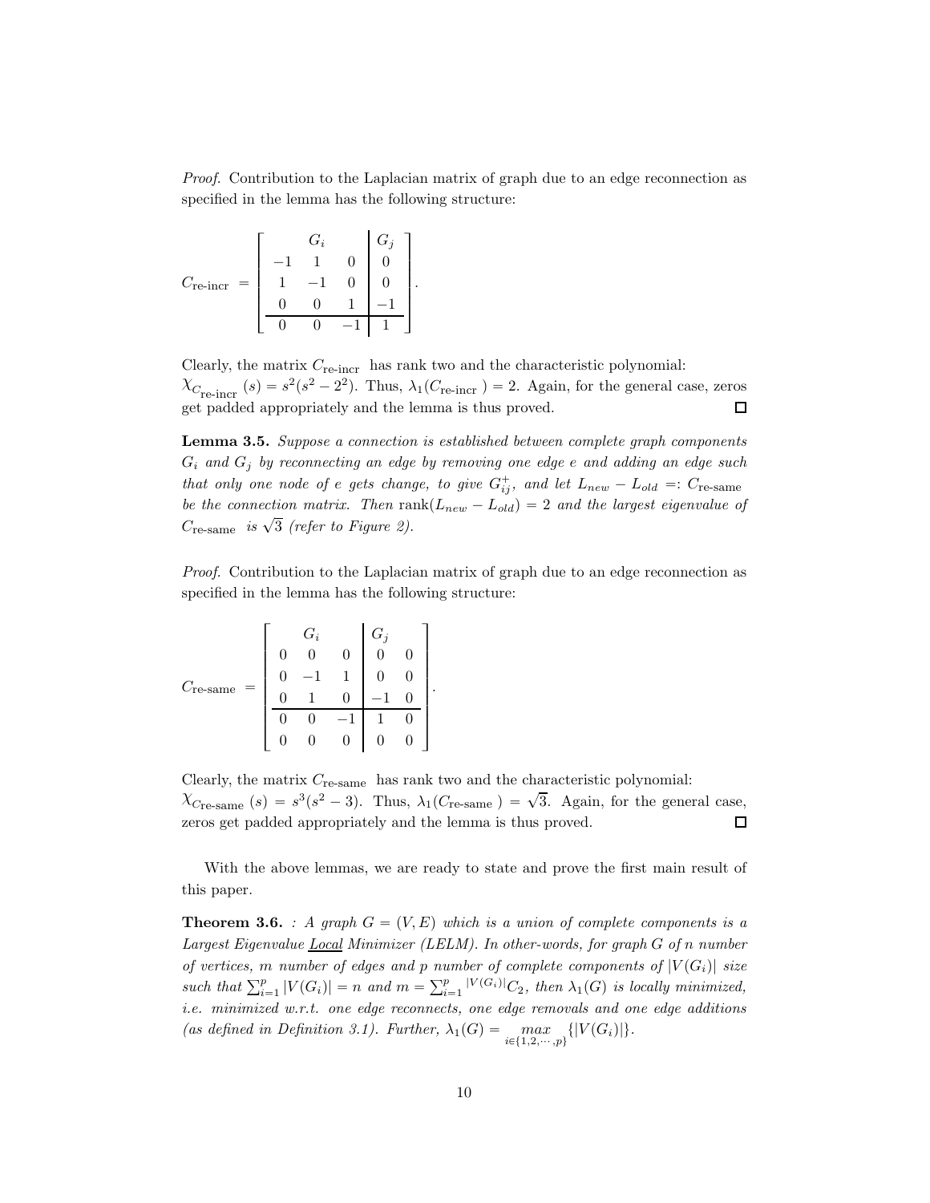*Proof.* Contribution to the Laplacian matrix of graph due to an edge reconnection as specified in the lemma has the following structure:

$$C_{\text{re-incr}} = \left[\begin{array}{ccc|c} & G_i & & G_j \\ -1 & 1 & 0 & 0 \\ 1 & -1 & 0 & 0 \\ 0 & 0 & 1 & -1 \\ \hline 0 & 0 & -1 & 1 \end{array}\right].$$

Clearly, the matrix $C_{\text{re-incr}}$ has rank two and the characteristic polynomial: $\chi_{C_{\text{re-incr}}}(s) = s^2(s^2 - 2^2)$. Thus, $\lambda_1(C_{\text{re-incr}}) = 2$. Again, for the general case, zeros get padded appropriately and the lemma is thus proved. □

**Lemma 3.5.** *Suppose a connection is established between complete graph components $G_i$ and $G_j$ by reconnecting an edge by removing one edge $e$ and adding an edge such that only one node of $e$ gets change, to give $G_{ij}^+$, and let $L_{new} - L_{old} =: C_{\text{re-same}}$ be the connection matrix. Then* $\text{rank}(L_{new} - L_{old}) = 2$ *and the largest eigenvalue of $C_{\text{re-same}}$ is $\sqrt{3}$ (refer to Figure 2).*

*Proof.* Contribution to the Laplacian matrix of graph due to an edge reconnection as specified in the lemma has the following structure:

$$C_{\text{re-same}} = \left[\begin{array}{ccc|cc} & G_i & & G_j & \\ 0 & 0 & 0 & 0 & 0 \\ 0 & -1 & 1 & 0 & 0 \\ 0 & 1 & 0 & -1 & 0 \\ \hline 0 & 0 & -1 & 1 & 0 \\ 0 & 0 & 0 & 0 & 0 \end{array}\right].$$

Clearly, the matrix $C_{\text{re-same}}$ has rank two and the characteristic polynomial: $\chi_{C_{\text{re-same}}}(s) = s^3(s^2 - 3)$. Thus, $\lambda_1(C_{\text{re-same}}) = \sqrt{3}$. Again, for the general case, zeros get padded appropriately and the lemma is thus proved. □

With the above lemmas, we are ready to state and prove the first main result of this paper.

**Theorem 3.6.** *: A graph $G = (V, E)$ which is a union of complete components is a Largest Eigenvalue Local Minimizer (LELM). In other-words, for graph $G$ of $n$ number of vertices, $m$ number of edges and $p$ number of complete components of $|V(G_i)|$ size such that $\sum_{i=1}^{p} |V(G_i)| = n$ and $m = \sum_{i=1}^{p} {}^{|V(G_i)|}C_2$, then $\lambda_1(G)$ is locally minimized, i.e. minimized w.r.t. one edge reconnects, one edge removals and one edge additions (as defined in Definition 3.1). Further, $\lambda_1(G) = \max_{i \in \{1,2,\cdots,p\}} \{|V(G_i)|\}$.*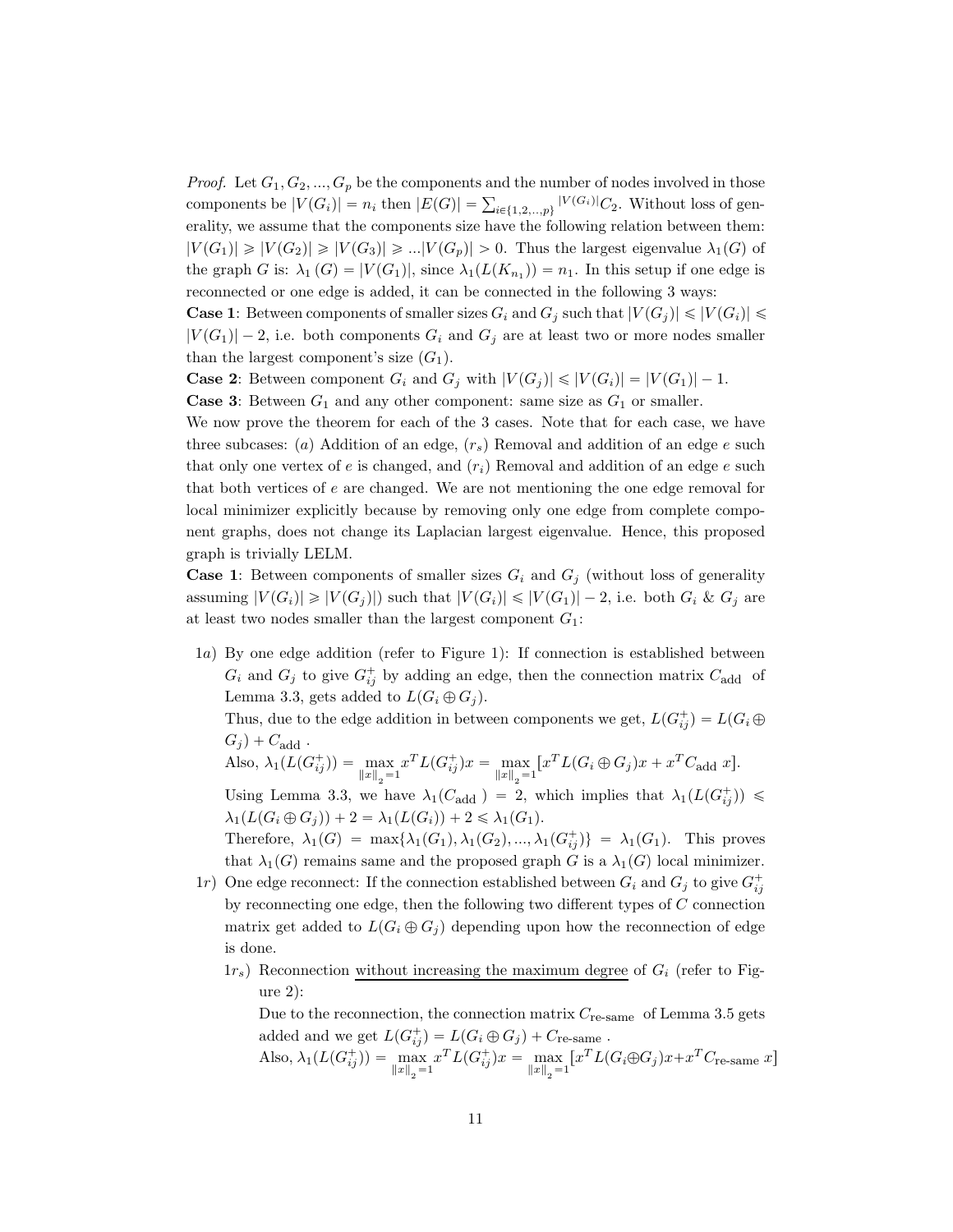*Proof.* Let $G_1, G_2, ..., G_p$ be the components and the number of nodes involved in those components be $|V(G_i)| = n_i$ then $|E(G)| = \sum_{i\in\{1,2,..,p\}} {}^{|V(G_i)|}C_2$. Without loss of generality, we assume that the components size have the following relation between them: $|V(G_1)| \geqslant |V(G_2)| \geqslant |V(G_3)| \geqslant ...|V(G_p)| > 0$. Thus the largest eigenvalue $\lambda_1(G)$ of the graph $G$ is: $\lambda_1(G) = |V(G_1)|$, since $\lambda_1(L(K_{n_1})) = n_1$. In this setup if one edge is reconnected or one edge is added, it can be connected in the following 3 ways:

**Case 1**: Between components of smaller sizes $G_i$ and $G_j$ such that $|V(G_j)| \leqslant |V(G_i)| \leqslant |V(G_1)| - 2$, i.e. both components $G_i$ and $G_j$ are at least two or more nodes smaller than the largest component's size $(G_1)$.

**Case 2**: Between component $G_i$ and $G_j$ with $|V(G_j)| \leqslant |V(G_i)| = |V(G_1)| - 1$.

**Case 3**: Between $G_1$ and any other component: same size as $G_1$ or smaller.

We now prove the theorem for each of the 3 cases. Note that for each case, we have three subcases: $(a)$ Addition of an edge, $(r_s)$ Removal and addition of an edge $e$ such that only one vertex of $e$ is changed, and $(r_i)$ Removal and addition of an edge $e$ such that both vertices of $e$ are changed. We are not mentioning the one edge removal for local minimizer explicitly because by removing only one edge from complete component graphs, does not change its Laplacian largest eigenvalue. Hence, this proposed graph is trivially LELM.

**Case 1**: Between components of smaller sizes $G_i$ and $G_j$ (without loss of generality assuming $|V(G_i)| \geqslant |V(G_j)|$) such that $|V(G_i)| \leqslant |V(G_1)| - 2$, i.e. both $G_i$ & $G_j$ are at least two nodes smaller than the largest component $G_1$:

- $1a)$ By one edge addition (refer to Figure 1): If connection is established between $G_i$ and $G_j$ to give $G_{ij}^+$ by adding an edge, then the connection matrix $C_{\text{add}}$ of Lemma 3.3, gets added to $L(G_i \oplus G_j)$.

  Thus, due to the edge addition in between components we get, $L(G_{ij}^+) = L(G_i \oplus G_j) + C_{\text{add}}$.

  Also, $\lambda_1(L(G_{ij}^+)) = \max\limits_{\|x\|_2=1} x^T L(G_{ij}^+)x = \max\limits_{\|x\|_2=1} [x^T L(G_i \oplus G_j)x + x^T C_{\text{add}}\, x]$.

  Using Lemma 3.3, we have $\lambda_1(C_{\text{add}}) = 2$, which implies that $\lambda_1(L(G_{ij}^+)) \leqslant \lambda_1(L(G_i \oplus G_j)) + 2 = \lambda_1(L(G_i)) + 2 \leqslant \lambda_1(G_1)$.

  Therefore, $\lambda_1(G) = \max\{\lambda_1(G_1), \lambda_1(G_2), ..., \lambda_1(G_{ij}^+)\} = \lambda_1(G_1)$. This proves that $\lambda_1(G)$ remains same and the proposed graph $G$ is a $\lambda_1(G)$ local minimizer.

- $1r)$ One edge reconnect: If the connection established between $G_i$ and $G_j$ to give $G_{ij}^+$ by reconnecting one edge, then the following two different types of $C$ connection matrix get added to $L(G_i \oplus G_j)$ depending upon how the reconnection of edge is done.

  - $1r_s)$ Reconnection without increasing the maximum degree of $G_i$ (refer to Figure 2):

    Due to the reconnection, the connection matrix $C_{\text{re-same}}$ of Lemma 3.5 gets added and we get $L(G_{ij}^+) = L(G_i \oplus G_j) + C_{\text{re-same}}$.

    Also, $\lambda_1(L(G_{ij}^+)) = \max\limits_{\|x\|_2=1} x^T L(G_{ij}^+)x = \max\limits_{\|x\|_2=1} [x^T L(G_i \oplus G_j)x + x^T C_{\text{re-same}}\, x]$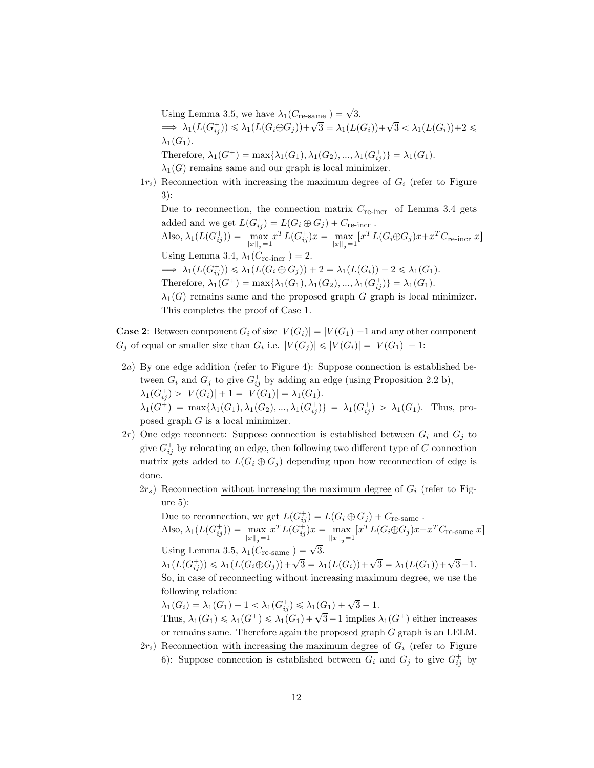Using Lemma 3.5, we have $\lambda_1(C_{\text{re-same}}) = \sqrt{3}$.

$\implies \lambda_1(L(G_{ij}^+)) \leqslant \lambda_1(L(G_i \oplus G_j)) + \sqrt{3} = \lambda_1(L(G_i)) + \sqrt{3} < \lambda_1(L(G_i)) + 2 \leqslant \lambda_1(G_1)$.

Therefore, $\lambda_1(G^+) = \max\{\lambda_1(G_1), \lambda_1(G_2), ..., \lambda_1(G_{ij}^+)\} = \lambda_1(G_1)$.

$\lambda_1(G)$ remains same and our graph is local minimizer.

$1r_i)$ Reconnection with <u>increasing the maximum degree</u> of $G_i$ (refer to Figure 3):

Due to reconnection, the connection matrix $C_{\text{re-incr}}$ of Lemma 3.4 gets added and we get $L(G_{ij}^+) = L(G_i \oplus G_j) + C_{\text{re-incr}}$.

Also, $\lambda_1(L(G_{ij}^+)) = \max_{\|x\|_2=1} x^T L(G_{ij}^+) x = \max_{\|x\|_2=1} [x^T L(G_i \oplus G_j) x + x^T C_{\text{re-incr}}\, x]$

Using Lemma 3.4, $\lambda_1(C_{\text{re-incr}}) = 2$.

$\implies \lambda_1(L(G_{ij}^+)) \leqslant \lambda_1(L(G_i \oplus G_j)) + 2 = \lambda_1(L(G_i)) + 2 \leqslant \lambda_1(G_1)$.

Therefore, $\lambda_1(G^+) = \max\{\lambda_1(G_1), \lambda_1(G_2), ..., \lambda_1(G_{ij}^+)\} = \lambda_1(G_1)$.

$\lambda_1(G)$ remains same and the proposed graph $G$ graph is local minimizer. This completes the proof of Case 1.

**Case 2**: Between component $G_i$ of size $|V(G_i)| = |V(G_1)| - 1$ and any other component $G_j$ of equal or smaller size than $G_i$ i.e. $|V(G_j)| \leqslant |V(G_i)| = |V(G_1)| - 1$:

$2a)$ By one edge addition (refer to Figure 4): Suppose connection is established between $G_i$ and $G_j$ to give $G_{ij}^+$ by adding an edge (using Proposition 2.2 b), $\lambda_1(G_{ij}^+) > |V(G_i)| + 1 = |V(G_1)| = \lambda_1(G_1)$.

$\lambda_1(G^+) = \max\{\lambda_1(G_1), \lambda_1(G_2), ..., \lambda_1(G_{ij}^+)\} = \lambda_1(G_{ij}^+) > \lambda_1(G_1)$. Thus, proposed graph $G$ is a local minimizer.

$2r)$ One edge reconnect: Suppose connection is established between $G_i$ and $G_j$ to give $G_{ij}^+$ by relocating an edge, then following two different type of $C$ connection matrix gets added to $L(G_i \oplus G_j)$ depending upon how reconnection of edge is done.

$2r_s)$ Reconnection <u>without increasing the maximum degree</u> of $G_i$ (refer to Figure 5):

Due to reconnection, we get $L(G_{ij}^+) = L(G_i \oplus G_j) + C_{\text{re-same}}$.

Also, $\lambda_1(L(G_{ij}^+)) = \max_{\|x\|_2=1} x^T L(G_{ij}^+) x = \max_{\|x\|_2=1} [x^T L(G_i \oplus G_j) x + x^T C_{\text{re-same}}\, x]$

Using Lemma 3.5, $\lambda_1(C_{\text{re-same}}) = \sqrt{3}$.

$\lambda_1(L(G_{ij}^+)) \leqslant \lambda_1(L(G_i \oplus G_j)) + \sqrt{3} = \lambda_1(L(G_i)) + \sqrt{3} = \lambda_1(L(G_1)) + \sqrt{3} - 1$.

So, in case of reconnecting without increasing maximum degree, we use the following relation:

$\lambda_1(G_i) = \lambda_1(G_1) - 1 < \lambda_1(G_{ij}^+) \leqslant \lambda_1(G_1) + \sqrt{3} - 1$.

Thus, $\lambda_1(G_1) \leqslant \lambda_1(G^+) \leqslant \lambda_1(G_1) + \sqrt{3} - 1$ implies $\lambda_1(G^+)$ either increases or remains same. Therefore again the proposed graph $G$ graph is an LELM.

$2r_i)$ Reconnection <u>with increasing the maximum degree</u> of $G_i$ (refer to Figure 6): Suppose connection is established between $G_i$ and $G_j$ to give $G_{ij}^+$ by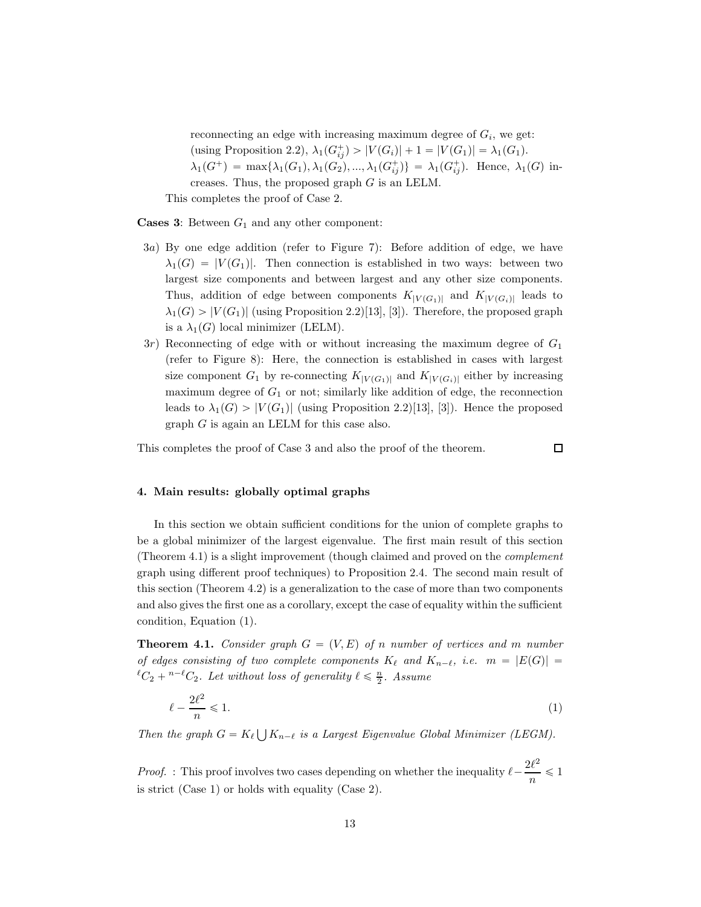reconnecting an edge with increasing maximum degree of $G_i$, we get: (using Proposition 2.2), $\lambda_1(G_{ij}^+) > |V(G_i)| + 1 = |V(G_1)| = \lambda_1(G_1)$. $\lambda_1(G^+) = \max\{\lambda_1(G_1), \lambda_1(G_2), ..., \lambda_1(G_{ij}^+)\} = \lambda_1(G_{ij}^+)$. Hence, $\lambda_1(G)$ increases. Thus, the proposed graph $G$ is an LELM.

This completes the proof of Case 2.

**Cases 3**: Between $G_1$ and any other component:

3*a*) By one edge addition (refer to Figure 7): Before addition of edge, we have $\lambda_1(G) = |V(G_1)|$. Then connection is established in two ways: between two largest size components and between largest and any other size components. Thus, addition of edge between components $K_{|V(G_1)|}$ and $K_{|V(G_i)|}$ leads to $\lambda_1(G) > |V(G_1)|$ (using Proposition 2.2)[13], [3]). Therefore, the proposed graph is a $\lambda_1(G)$ local minimizer (LELM).

3*r*) Reconnecting of edge with or without increasing the maximum degree of $G_1$ (refer to Figure 8): Here, the connection is established in cases with largest size component $G_1$ by re-connecting $K_{|V(G_1)|}$ and $K_{|V(G_i)|}$ either by increasing maximum degree of $G_1$ or not; similarly like addition of edge, the reconnection leads to $\lambda_1(G) > |V(G_1)|$ (using Proposition 2.2)[13], [3]). Hence the proposed graph $G$ is again an LELM for this case also.

This completes the proof of Case 3 and also the proof of the theorem. □

## 4. Main results: globally optimal graphs

In this section we obtain sufficient conditions for the union of complete graphs to be a global minimizer of the largest eigenvalue. The first main result of this section (Theorem 4.1) is a slight improvement (though claimed and proved on the *complement* graph using different proof techniques) to Proposition 2.4. The second main result of this section (Theorem 4.2) is a generalization to the case of more than two components and also gives the first one as a corollary, except the case of equality within the sufficient condition, Equation (1).

**Theorem 4.1.** *Consider graph $G = (V, E)$ of $n$ number of vertices and $m$ number of edges consisting of two complete components $K_\ell$ and $K_{n-\ell}$, i.e. $m = |E(G)| = {}^{\ell}C_2 + {}^{n-\ell}C_2$. Let without loss of generality $\ell \leqslant \frac{n}{2}$. Assume*

$$\ell - \frac{2\ell^2}{n} \leqslant 1. \tag{1}$$

*Then the graph $G = K_\ell \bigcup K_{n-\ell}$ is a Largest Eigenvalue Global Minimizer (LEGM).*

*Proof.* : This proof involves two cases depending on whether the inequality $\ell - \dfrac{2\ell^2}{n} \leqslant 1$ is strict (Case 1) or holds with equality (Case 2).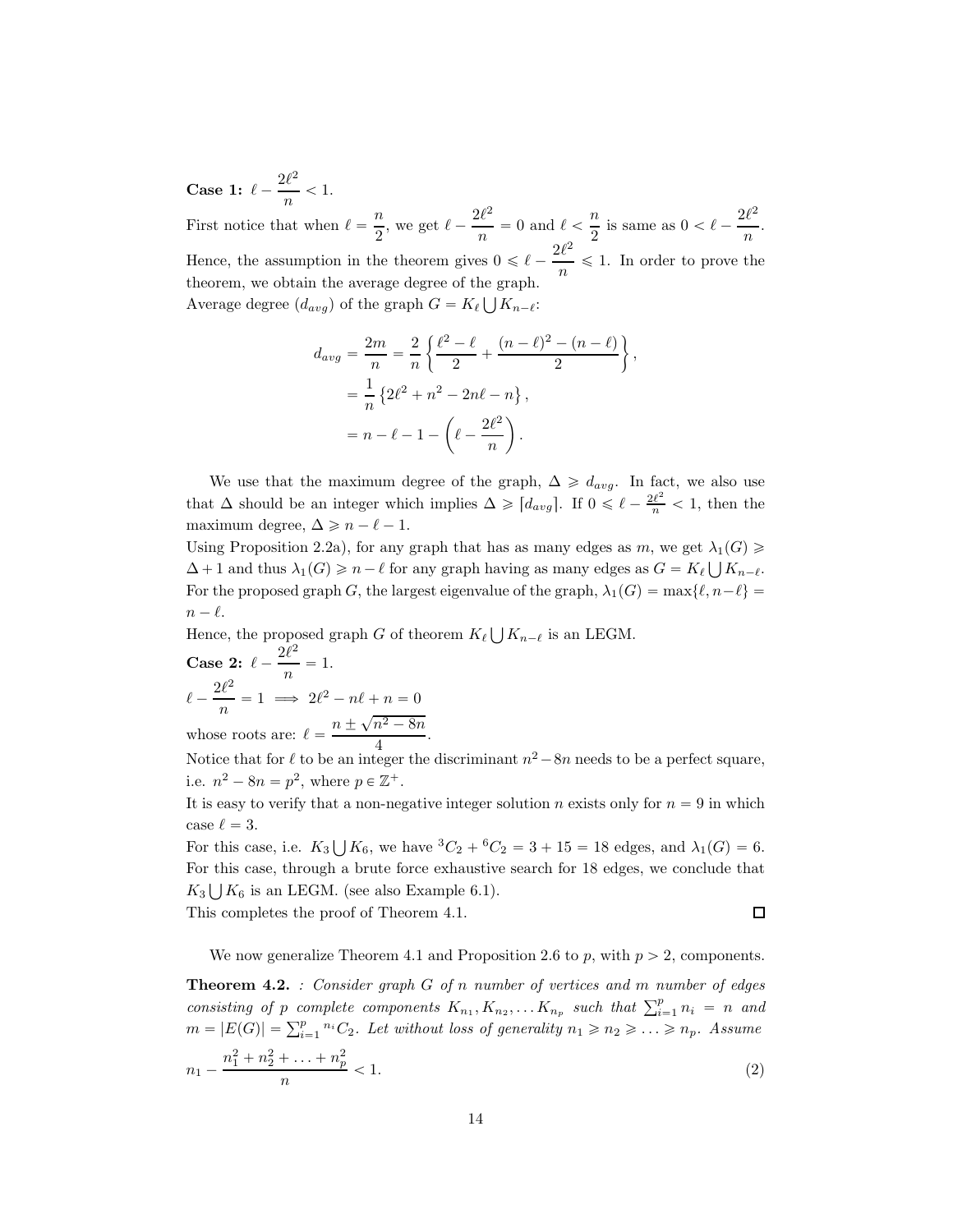**Case 1:** $\ell - \dfrac{2\ell^2}{n} < 1$.

First notice that when $\ell = \dfrac{n}{2}$, we get $\ell - \dfrac{2\ell^2}{n} = 0$ and $\ell < \dfrac{n}{2}$ is same as $0 < \ell - \dfrac{2\ell^2}{n}$. Hence, the assumption in the theorem gives $0 \leqslant \ell - \dfrac{2\ell^2}{n} \leqslant 1$. In order to prove the theorem, we obtain the average degree of the graph.

Average degree ($d_{avg}$) of the graph $G = K_\ell \bigcup K_{n-\ell}$:

$$
\begin{aligned}
d_{avg} = \frac{2m}{n} &= \frac{2}{n}\left\{\frac{\ell^2 - \ell}{2} + \frac{(n-\ell)^2 - (n-\ell)}{2}\right\}, \\
&= \frac{1}{n}\left\{2\ell^2 + n^2 - 2n\ell - n\right\}, \\
&= n - \ell - 1 - \left(\ell - \frac{2\ell^2}{n}\right).
\end{aligned}
$$

We use that the maximum degree of the graph, $\Delta \geqslant d_{avg}$. In fact, we also use that $\Delta$ should be an integer which implies $\Delta \geqslant \lceil d_{avg} \rceil$. If $0 \leqslant \ell - \frac{2\ell^2}{n} < 1$, then the maximum degree, $\Delta \geqslant n - \ell - 1$.

Using Proposition 2.2a), for any graph that has as many edges as $m$, we get $\lambda_1(G) \geqslant \Delta + 1$ and thus $\lambda_1(G) \geqslant n - \ell$ for any graph having as many edges as $G = K_\ell \bigcup K_{n-\ell}$. For the proposed graph $G$, the largest eigenvalue of the graph, $\lambda_1(G) = \max\{\ell, n-\ell\} = n - \ell$.

Hence, the proposed graph $G$ of theorem $K_\ell \bigcup K_{n-\ell}$ is an LEGM.

**Case 2:** $\ell - \dfrac{2\ell^2}{n} = 1$.

$\ell - \dfrac{2\ell^2}{n} = 1 \implies 2\ell^2 - n\ell + n = 0$

whose roots are: $\ell = \dfrac{n \pm \sqrt{n^2 - 8n}}{4}$.

Notice that for $\ell$ to be an integer the discriminant $n^2 - 8n$ needs to be a perfect square, i.e. $n^2 - 8n = p^2$, where $p \in \mathbb{Z}^+$.

It is easy to verify that a non-negative integer solution $n$ exists only for $n = 9$ in which case $\ell = 3$.

For this case, i.e. $K_3 \bigcup K_6$, we have ${}^3C_2 + {}^6C_2 = 3 + 15 = 18$ edges, and $\lambda_1(G) = 6$. For this case, through a brute force exhaustive search for 18 edges, we conclude that $K_3 \bigcup K_6$ is an LEGM. (see also Example 6.1).

This completes the proof of Theorem 4.1. □

We now generalize Theorem 4.1 and Proposition 2.6 to $p$, with $p > 2$, components.

**Theorem 4.2.** *: Consider graph $G$ of $n$ number of vertices and $m$ number of edges consisting of $p$ complete components $K_{n_1}, K_{n_2}, \ldots K_{n_p}$ such that $\sum_{i=1}^{p} n_i = n$ and $m = |E(G)| = \sum_{i=1}^{p} {}^{n_i}C_2$. Let without loss of generality $n_1 \geqslant n_2 \geqslant \ldots \geqslant n_p$. Assume*

$$
n_1 - \frac{n_1^2 + n_2^2 + \ldots + n_p^2}{n} < 1. \tag{2}
$$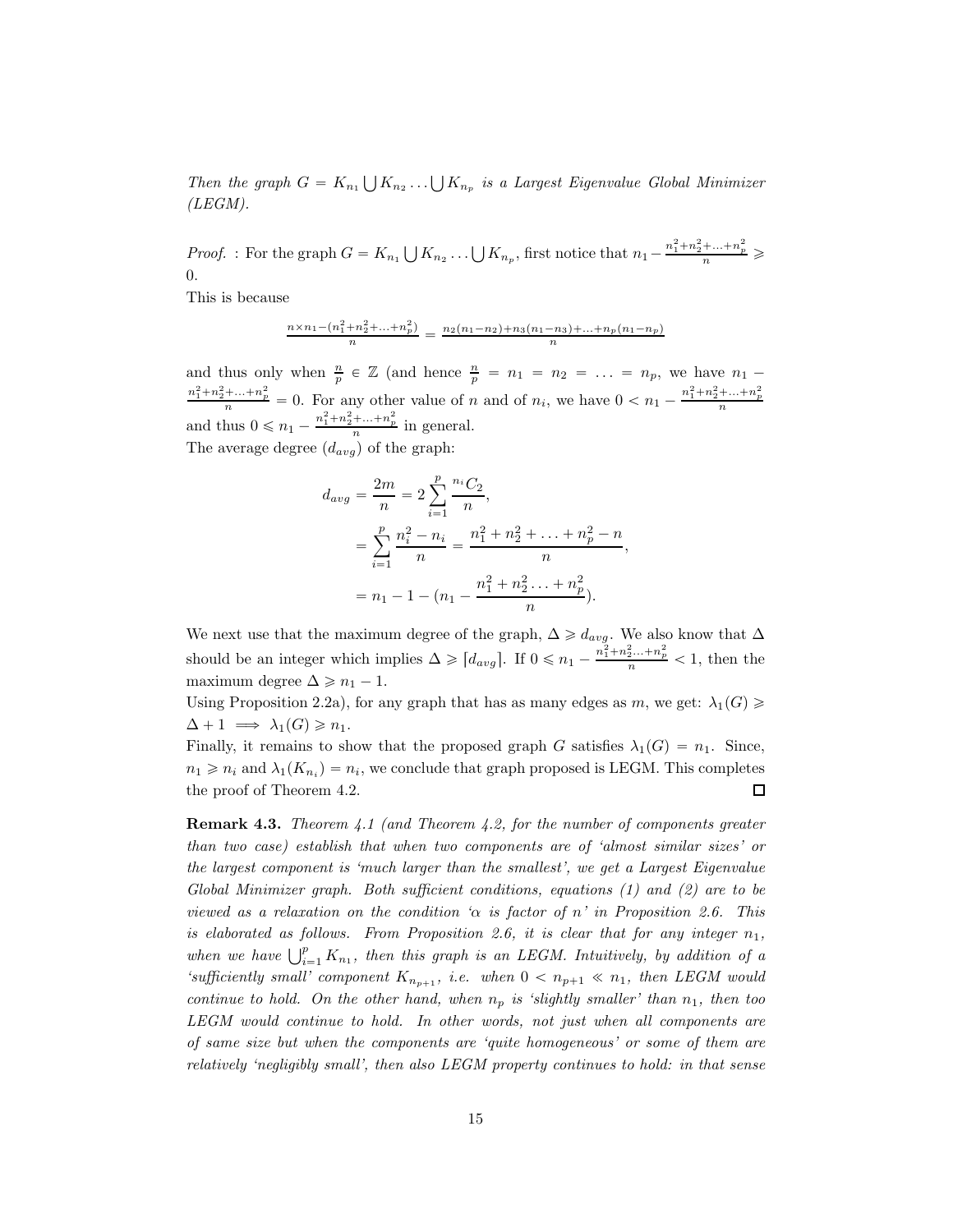*Then the graph $G = K_{n_1} \bigcup K_{n_2} \ldots \bigcup K_{n_p}$ is a Largest Eigenvalue Global Minimizer (LEGM).*

*Proof.* : For the graph $G = K_{n_1} \bigcup K_{n_2} \ldots \bigcup K_{n_p}$, first notice that $n_1 - \frac{n_1^2+n_2^2+\ldots+n_p^2}{n} \geqslant 0$.

This is because

$$\frac{n \times n_1 - (n_1^2+n_2^2+\ldots+n_p^2)}{n} = \frac{n_2(n_1-n_2)+n_3(n_1-n_3)+\ldots+n_p(n_1-n_p)}{n}$$

and thus only when $\frac{n}{p} \in \mathbb{Z}$ (and hence $\frac{n}{p} = n_1 = n_2 = \ldots = n_p$, we have $n_1 - \frac{n_1^2+n_2^2+\ldots+n_p^2}{n} = 0$. For any other value of $n$ and of $n_i$, we have $0 < n_1 - \frac{n_1^2+n_2^2+\ldots+n_p^2}{n}$ and thus $0 \leqslant n_1 - \frac{n_1^2+n_2^2+\ldots+n_p^2}{n}$ in general.

The average degree ($d_{avg}$) of the graph:

$$\begin{aligned} d_{avg} &= \frac{2m}{n} = 2\sum_{i=1}^{p} \frac{{}^{n_i}C_2}{n}, \\ &= \sum_{i=1}^{p} \frac{n_i^2 - n_i}{n} = \frac{n_1^2+n_2^2+\ldots+n_p^2 - n}{n}, \\ &= n_1 - 1 - (n_1 - \frac{n_1^2+n_2^2 \ldots + n_p^2}{n}). \end{aligned}$$

We next use that the maximum degree of the graph, $\Delta \geqslant d_{avg}$. We also know that $\Delta$ should be an integer which implies $\Delta \geqslant \lceil d_{avg} \rceil$. If $0 \leqslant n_1 - \frac{n_1^2+n_2^2 \ldots + n_p^2}{n} < 1$, then the maximum degree $\Delta \geqslant n_1 - 1$.

Using Proposition 2.2a), for any graph that has as many edges as $m$, we get: $\lambda_1(G) \geqslant \Delta + 1 \implies \lambda_1(G) \geqslant n_1$.

Finally, it remains to show that the proposed graph $G$ satisfies $\lambda_1(G) = n_1$. Since, $n_1 \geqslant n_i$ and $\lambda_1(K_{n_i}) = n_i$, we conclude that graph proposed is LEGM. This completes the proof of Theorem 4.2. ☐

**Remark 4.3.** *Theorem 4.1 (and Theorem 4.2, for the number of components greater than two case) establish that when two components are of 'almost similar sizes' or the largest component is 'much larger than the smallest', we get a Largest Eigenvalue Global Minimizer graph. Both sufficient conditions, equations (1) and (2) are to be viewed as a relaxation on the condition '$\alpha$ is factor of $n$' in Proposition 2.6. This is elaborated as follows. From Proposition 2.6, it is clear that for any integer $n_1$, when we have $\bigcup_{i=1}^{p} K_{n_1}$, then this graph is an LEGM. Intuitively, by addition of a 'sufficiently small' component $K_{n_{p+1}}$, i.e. when $0 < n_{p+1} \ll n_1$, then LEGM would continue to hold. On the other hand, when $n_p$ is 'slightly smaller' than $n_1$, then too LEGM would continue to hold. In other words, not just when all components are of same size but when the components are 'quite homogeneous' or some of them are relatively 'negligibly small', then also LEGM property continues to hold: in that sense*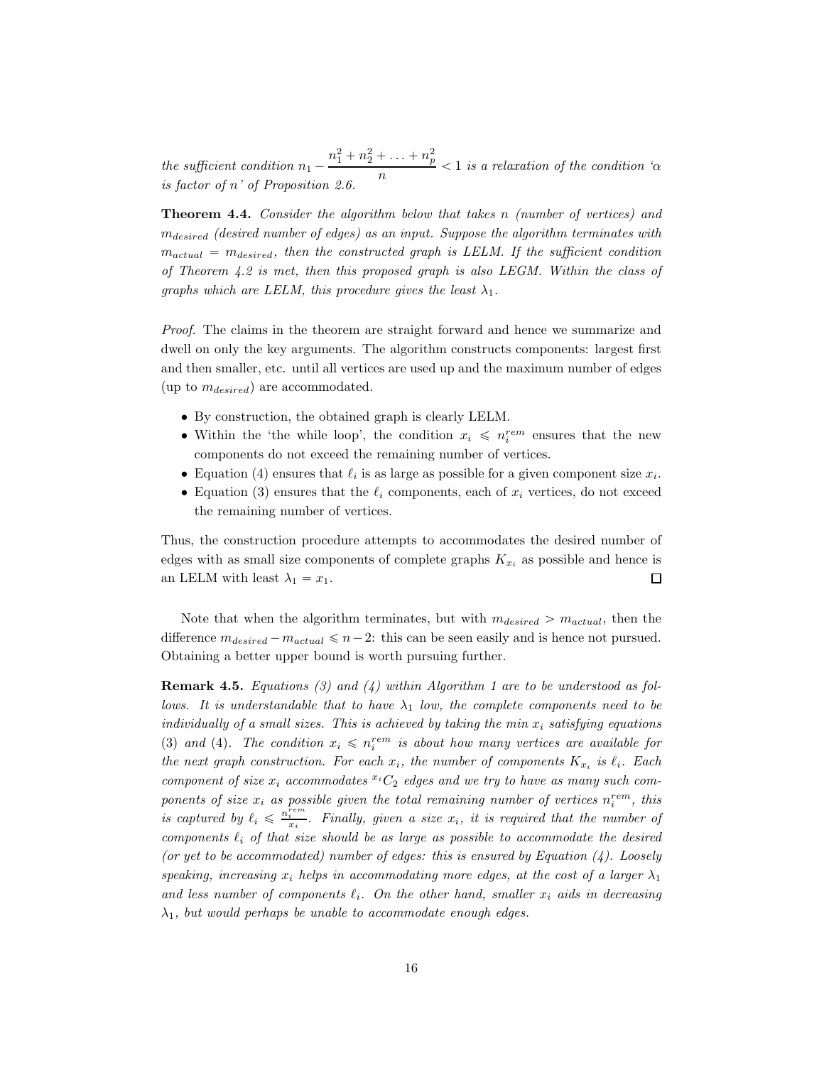*the sufficient condition* $n_1 - \dfrac{n_1^2 + n_2^2 + \ldots + n_p^2}{n} < 1$ *is a relaxation of the condition '$\alpha$ is factor of $n$' of Proposition 2.6.*

**Theorem 4.4.** *Consider the algorithm below that takes $n$ (number of vertices) and $m_{desired}$ (desired number of edges) as an input. Suppose the algorithm terminates with $m_{actual} = m_{desired}$, then the constructed graph is LELM. If the sufficient condition of Theorem 4.2 is met, then this proposed graph is also LEGM. Within the class of graphs which are LELM, this procedure gives the least $\lambda_1$.*

*Proof.* The claims in the theorem are straight forward and hence we summarize and dwell on only the key arguments. The algorithm constructs components: largest first and then smaller, etc. until all vertices are used up and the maximum number of edges (up to $m_{desired}$) are accommodated.

- By construction, the obtained graph is clearly LELM.
- Within the 'the while loop', the condition $x_i \leqslant n_i^{rem}$ ensures that the new components do not exceed the remaining number of vertices.
- Equation (4) ensures that $\ell_i$ is as large as possible for a given component size $x_i$.
- Equation (3) ensures that the $\ell_i$ components, each of $x_i$ vertices, do not exceed the remaining number of vertices.

Thus, the construction procedure attempts to accommodates the desired number of edges with as small size components of complete graphs $K_{x_i}$ as possible and hence is an LELM with least $\lambda_1 = x_1$. ◻

Note that when the algorithm terminates, but with $m_{desired} > m_{actual}$, then the difference $m_{desired} - m_{actual} \leqslant n-2$: this can be seen easily and is hence not pursued. Obtaining a better upper bound is worth pursuing further.

**Remark 4.5.** *Equations (3) and (4) within Algorithm 1 are to be understood as follows. It is understandable that to have $\lambda_1$ low, the complete components need to be individually of a small sizes. This is achieved by taking the min $x_i$ satisfying equations (3) and (4). The condition $x_i \leqslant n_i^{rem}$ is about how many vertices are available for the next graph construction. For each $x_i$, the number of components $K_{x_i}$ is $\ell_i$. Each component of size $x_i$ accommodates ${}^{x_i}C_2$ edges and we try to have as many such components of size $x_i$ as possible given the total remaining number of vertices $n_i^{rem}$, this is captured by $\ell_i \leqslant \frac{n_i^{rem}}{x_i}$. Finally, given a size $x_i$, it is required that the number of components $\ell_i$ of that size should be as large as possible to accommodate the desired (or yet to be accommodated) number of edges: this is ensured by Equation (4). Loosely speaking, increasing $x_i$ helps in accommodating more edges, at the cost of a larger $\lambda_1$ and less number of components $\ell_i$. On the other hand, smaller $x_i$ aids in decreasing $\lambda_1$, but would perhaps be unable to accommodate enough edges.*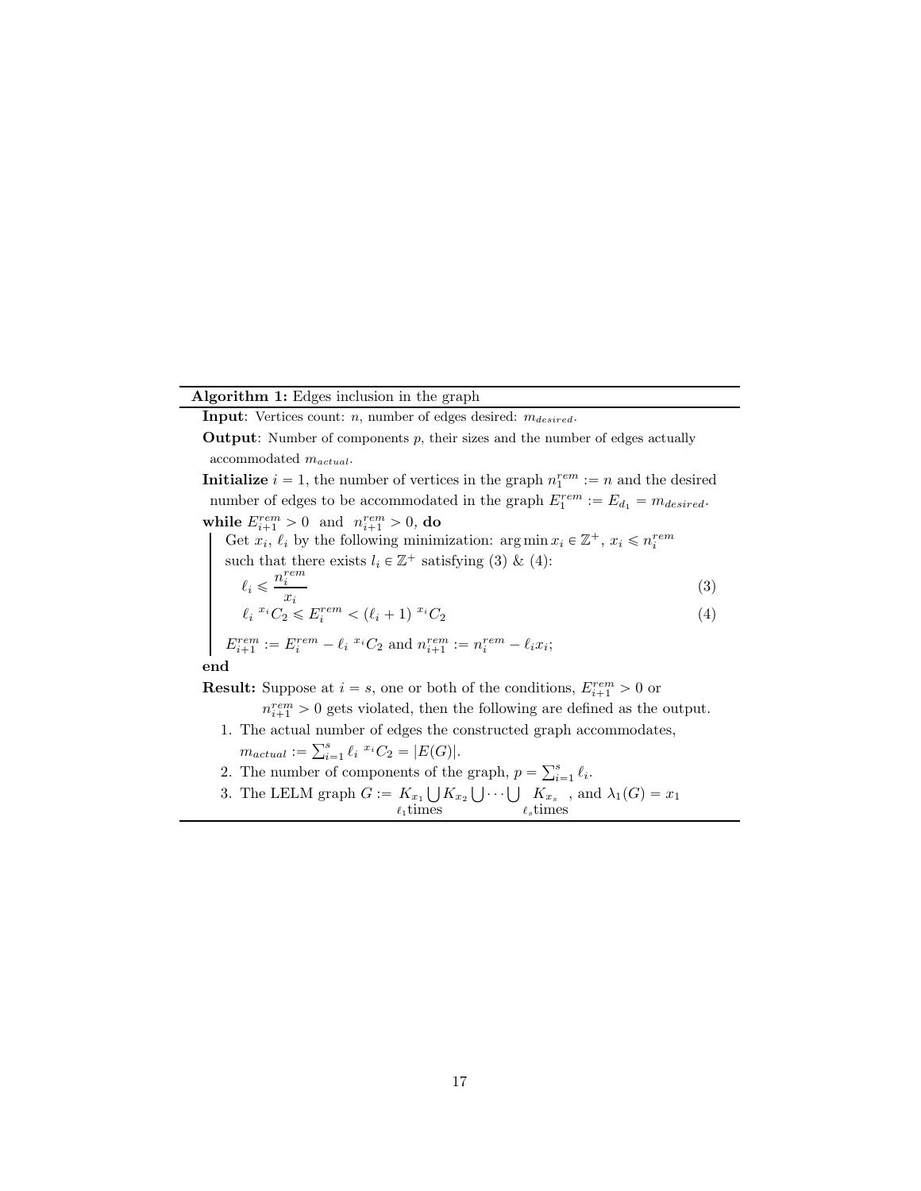**Algorithm 1:** Edges inclusion in the graph

**Input**: Vertices count: $n$, number of edges desired: $m_{desired}$.

**Output**: Number of components $p$, their sizes and the number of edges actually accommodated $m_{actual}$.

**Initialize** $i = 1$, the number of vertices in the graph $n_1^{rem} := n$ and the desired number of edges to be accommodated in the graph $E_1^{rem} := E_{d_1} = m_{desired}$.

**while** $E_{i+1}^{rem} > 0$ and $n_{i+1}^{rem} > 0$, **do**

Get $x_i$, $\ell_i$ by the following minimization: $\arg\min x_i \in \mathbb{Z}^+$, $x_i \leqslant n_i^{rem}$ such that there exists $l_i \in \mathbb{Z}^+$ satisfying (3) & (4):

$$\ell_i \leqslant \frac{n_i^{rem}}{x_i} \tag{3}$$

$$\ell_i \ {}^{x_i}C_2 \leqslant E_i^{rem} < (\ell_i + 1) \ {}^{x_i}C_2 \tag{4}$$

$E_{i+1}^{rem} := E_i^{rem} - \ell_i \ {}^{x_i}C_2$ and $n_{i+1}^{rem} := n_i^{rem} - \ell_i x_i$;

**end**

**Result:** Suppose at $i = s$, one or both of the conditions, $E_{i+1}^{rem} > 0$ or $n_{i+1}^{rem} > 0$ gets violated, then the following are defined as the output.

1. The actual number of edges the constructed graph accommodates, $m_{actual} := \sum_{i=1}^{s} \ell_i \ {}^{x_i}C_2 = |E(G)|$.
2. The number of components of the graph, $p = \sum_{i=1}^{s} \ell_i$.
3. The LELM graph $G := \underbrace{K_{x_1}}_{\ell_1 \text{times}} \bigcup K_{x_2} \bigcup \cdots \bigcup \underbrace{K_{x_s}}_{\ell_s \text{times}}$, and $\lambda_1(G) = x_1$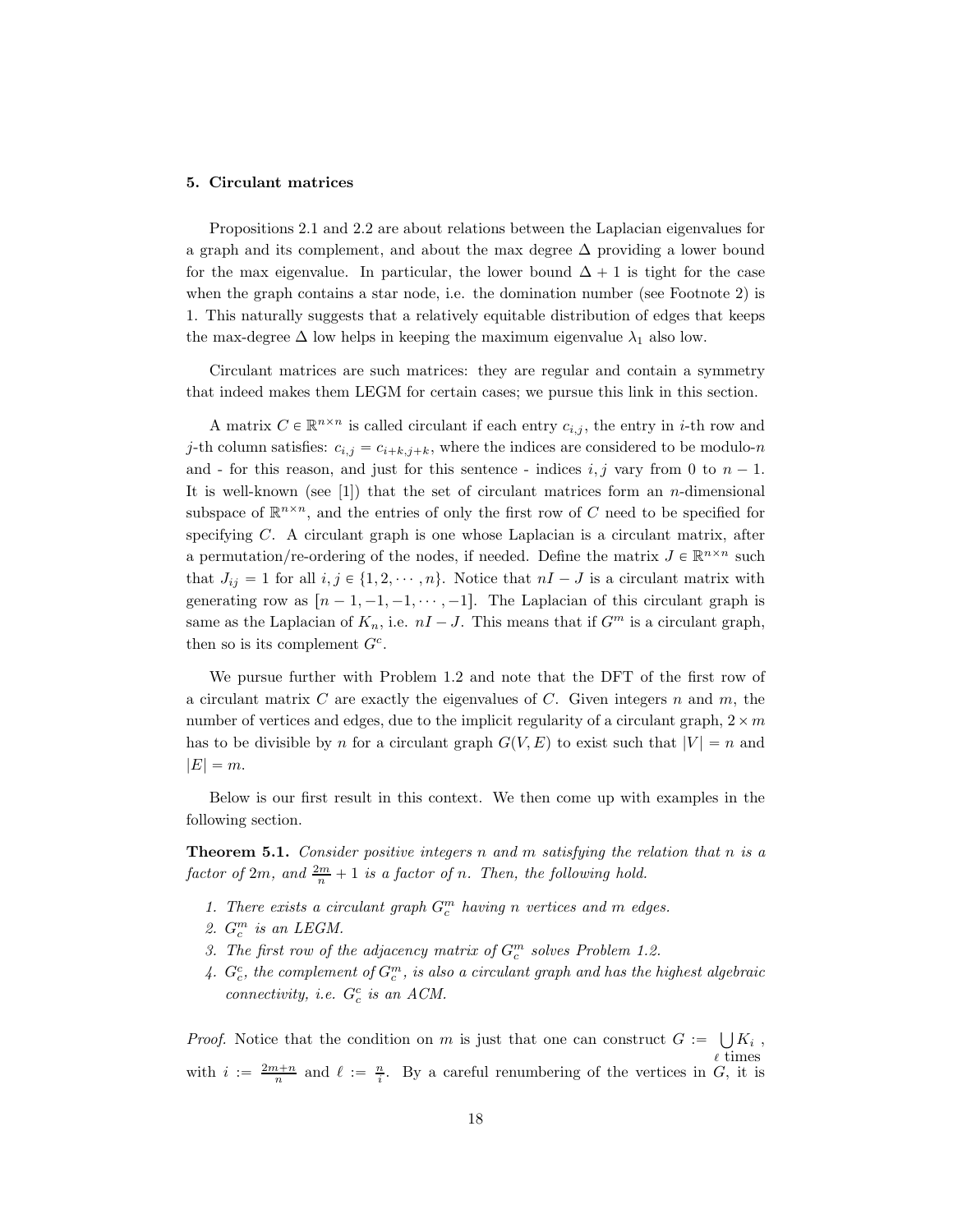## 5. Circulant matrices

Propositions 2.1 and 2.2 are about relations between the Laplacian eigenvalues for a graph and its complement, and about the max degree $\Delta$ providing a lower bound for the max eigenvalue. In particular, the lower bound $\Delta + 1$ is tight for the case when the graph contains a star node, i.e. the domination number (see Footnote 2) is 1. This naturally suggests that a relatively equitable distribution of edges that keeps the max-degree $\Delta$ low helps in keeping the maximum eigenvalue $\lambda_1$ also low.

Circulant matrices are such matrices: they are regular and contain a symmetry that indeed makes them LEGM for certain cases; we pursue this link in this section.

A matrix $C \in \mathbb{R}^{n\times n}$ is called circulant if each entry $c_{i,j}$, the entry in $i$-th row and $j$-th column satisfies: $c_{i,j} = c_{i+k,j+k}$, where the indices are considered to be modulo-$n$ and - for this reason, and just for this sentence - indices $i, j$ vary from 0 to $n - 1$. It is well-known (see [1]) that the set of circulant matrices form an $n$-dimensional subspace of $\mathbb{R}^{n\times n}$, and the entries of only the first row of $C$ need to be specified for specifying $C$. A circulant graph is one whose Laplacian is a circulant matrix, after a permutation/re-ordering of the nodes, if needed. Define the matrix $J \in \mathbb{R}^{n\times n}$ such that $J_{ij} = 1$ for all $i, j \in \{1, 2, \cdots, n\}$. Notice that $nI - J$ is a circulant matrix with generating row as $[n - 1, -1, -1, \cdots, -1]$. The Laplacian of this circulant graph is same as the Laplacian of $K_n$, i.e. $nI - J$. This means that if $G^m$ is a circulant graph, then so is its complement $G^c$.

We pursue further with Problem 1.2 and note that the DFT of the first row of a circulant matrix $C$ are exactly the eigenvalues of $C$. Given integers $n$ and $m$, the number of vertices and edges, due to the implicit regularity of a circulant graph, $2 \times m$ has to be divisible by $n$ for a circulant graph $G(V, E)$ to exist such that $|V| = n$ and $|E| = m$.

Below is our first result in this context. We then come up with examples in the following section.

**Theorem 5.1.** *Consider positive integers $n$ and $m$ satisfying the relation that $n$ is a factor of $2m$, and $\frac{2m}{n} + 1$ is a factor of $n$. Then, the following hold.*

1. *There exists a circulant graph $G_c^m$ having $n$ vertices and $m$ edges.*
2. *$G_c^m$ is an LEGM.*
3. *The first row of the adjacency matrix of $G_c^m$ solves Problem 1.2.*
4. *$G_c^c$, the complement of $G_c^m$, is also a circulant graph and has the highest algebraic connectivity, i.e. $G_c^c$ is an ACM.*

*Proof.* Notice that the condition on $m$ is just that one can construct $G := \bigcup_{\ell \text{ times}} K_i$, with $i := \frac{2m+n}{n}$ and $\ell := \frac{n}{i}$. By a careful renumbering of the vertices in $G$, it is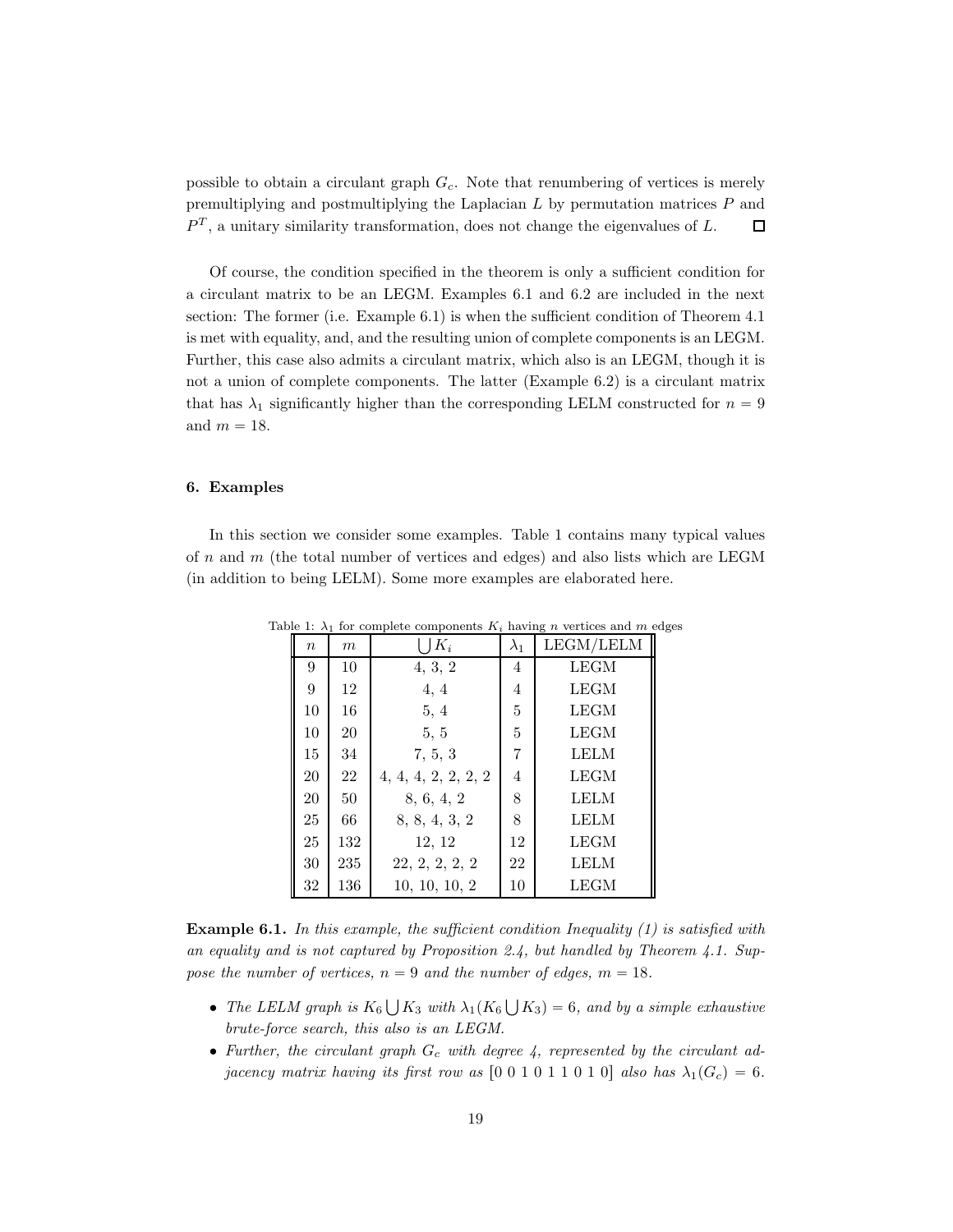possible to obtain a circulant graph $G_c$. Note that renumbering of vertices is merely premultiplying and postmultiplying the Laplacian $L$ by permutation matrices $P$ and $P^T$, a unitary similarity transformation, does not change the eigenvalues of $L$. $\square$

Of course, the condition specified in the theorem is only a sufficient condition for a circulant matrix to be an LEGM. Examples 6.1 and 6.2 are included in the next section: The former (i.e. Example 6.1) is when the sufficient condition of Theorem 4.1 is met with equality, and, and the resulting union of complete components is an LEGM. Further, this case also admits a circulant matrix, which also is an LEGM, though it is not a union of complete components. The latter (Example 6.2) is a circulant matrix that has $\lambda_1$ significantly higher than the corresponding LELM constructed for $n = 9$ and $m = 18$.

## 6. Examples

In this section we consider some examples. Table 1 contains many typical values of $n$ and $m$ (the total number of vertices and edges) and also lists which are LEGM (in addition to being LELM). Some more examples are elaborated here.

Table 1: $\lambda_1$ for complete components $K_i$ having $n$ vertices and $m$ edges

| $n$ | $m$ | $\bigcup K_i$ | $\lambda_1$ | LEGM/LELM |
|---|---|---|---|---|
| 9 | 10 | 4, 3, 2 | 4 | LEGM |
| 9 | 12 | 4, 4 | 4 | LEGM |
| 10 | 16 | 5, 4 | 5 | LEGM |
| 10 | 20 | 5, 5 | 5 | LEGM |
| 15 | 34 | 7, 5, 3 | 7 | LELM |
| 20 | 22 | 4, 4, 4, 2, 2, 2, 2 | 4 | LEGM |
| 20 | 50 | 8, 6, 4, 2 | 8 | LELM |
| 25 | 66 | 8, 8, 4, 3, 2 | 8 | LELM |
| 25 | 132 | 12, 12 | 12 | LEGM |
| 30 | 235 | 22, 2, 2, 2, 2 | 22 | LELM |
| 32 | 136 | 10, 10, 10, 2 | 10 | LEGM |

**Example 6.1.** *In this example, the sufficient condition Inequality (1) is satisfied with an equality and is not captured by Proposition 2.4, but handled by Theorem 4.1. Suppose the number of vertices, $n = 9$ and the number of edges, $m = 18$.*

- *The LELM graph is $K_6 \bigcup K_3$ with $\lambda_1(K_6 \bigcup K_3) = 6$, and by a simple exhaustive brute-force search, this also is an LEGM.*
- *Further, the circulant graph $G_c$ with degree 4, represented by the circulant adjacency matrix having its first row as $[0\ 0\ 1\ 0\ 1\ 1\ 0\ 1\ 0]$ also has $\lambda_1(G_c) = 6$.*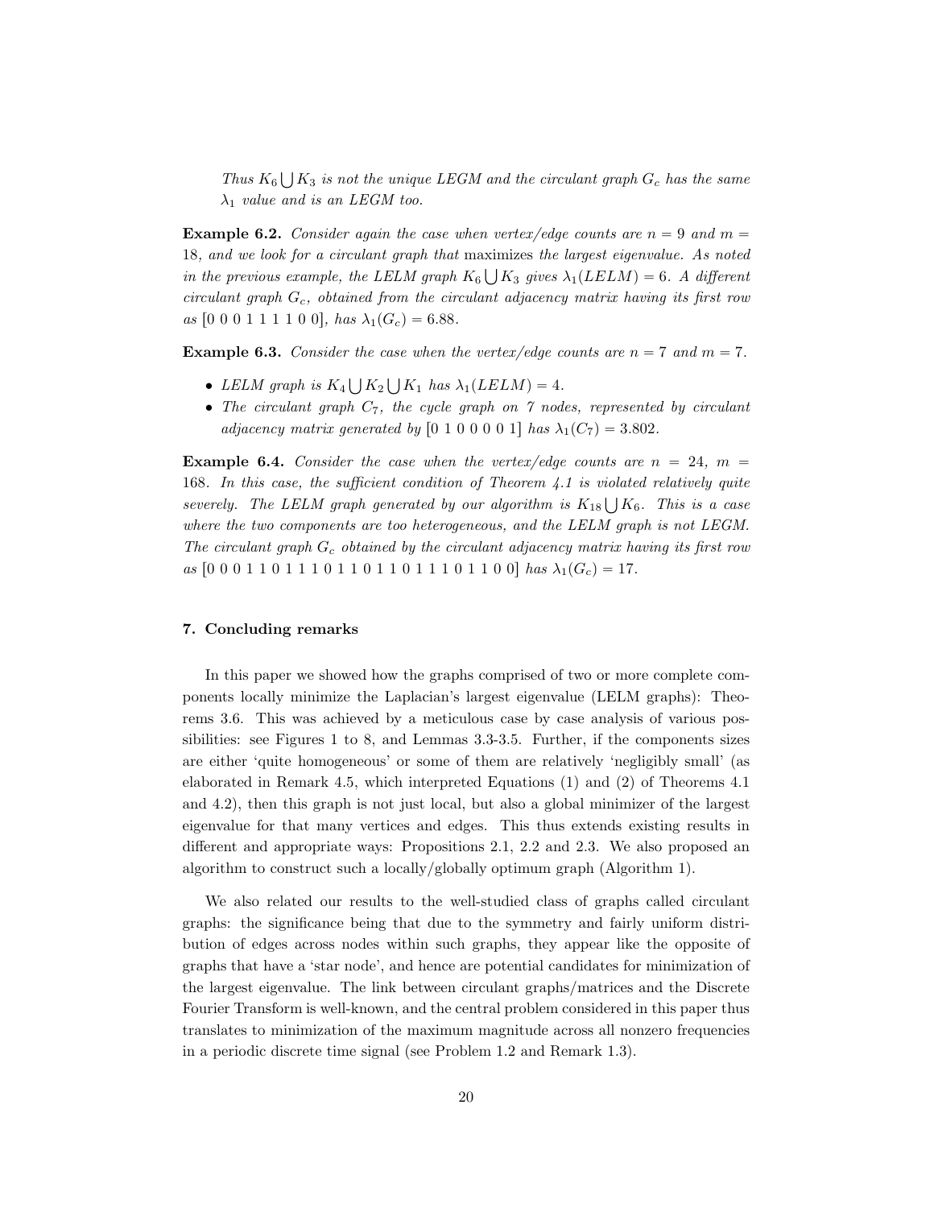*Thus $K_6 \bigcup K_3$ is not the unique LEGM and the circulant graph $G_c$ has the same $\lambda_1$ value and is an LEGM too.*

**Example 6.2.** *Consider again the case when vertex/edge counts are $n = 9$ and $m = 18$, and we look for a circulant graph that* maximizes *the largest eigenvalue. As noted in the previous example, the LELM graph $K_6 \bigcup K_3$ gives $\lambda_1(LELM) = 6$. A different circulant graph $G_c$, obtained from the circulant adjacency matrix having its first row as [0 0 0 1 1 1 1 0 0], has $\lambda_1(G_c) = 6.88$.*

**Example 6.3.** *Consider the case when the vertex/edge counts are $n = 7$ and $m = 7$.*

- *LELM graph is $K_4 \bigcup K_2 \bigcup K_1$ has $\lambda_1(LELM) = 4$.*
- *The circulant graph $C_7$, the cycle graph on 7 nodes, represented by circulant adjacency matrix generated by [0 1 0 0 0 0 1] has $\lambda_1(C_7) = 3.802$.*

**Example 6.4.** *Consider the case when the vertex/edge counts are $n = 24$, $m = 168$. In this case, the sufficient condition of Theorem 4.1 is violated relatively quite severely. The LELM graph generated by our algorithm is $K_{18} \bigcup K_6$. This is a case where the two components are too heterogeneous, and the LELM graph is not LEGM. The circulant graph $G_c$ obtained by the circulant adjacency matrix having its first row as [0 0 0 1 1 0 1 1 1 0 1 1 0 1 1 0 1 1 1 0 1 1 0 0] has $\lambda_1(G_c) = 17$.*

## 7. Concluding remarks

In this paper we showed how the graphs comprised of two or more complete components locally minimize the Laplacian's largest eigenvalue (LELM graphs): Theorems 3.6. This was achieved by a meticulous case by case analysis of various possibilities: see Figures 1 to 8, and Lemmas 3.3-3.5. Further, if the components sizes are either 'quite homogeneous' or some of them are relatively 'negligibly small' (as elaborated in Remark 4.5, which interpreted Equations (1) and (2) of Theorems 4.1 and 4.2), then this graph is not just local, but also a global minimizer of the largest eigenvalue for that many vertices and edges. This thus extends existing results in different and appropriate ways: Propositions 2.1, 2.2 and 2.3. We also proposed an algorithm to construct such a locally/globally optimum graph (Algorithm 1).

We also related our results to the well-studied class of graphs called circulant graphs: the significance being that due to the symmetry and fairly uniform distribution of edges across nodes within such graphs, they appear like the opposite of graphs that have a 'star node', and hence are potential candidates for minimization of the largest eigenvalue. The link between circulant graphs/matrices and the Discrete Fourier Transform is well-known, and the central problem considered in this paper thus translates to minimization of the maximum magnitude across all nonzero frequencies in a periodic discrete time signal (see Problem 1.2 and Remark 1.3).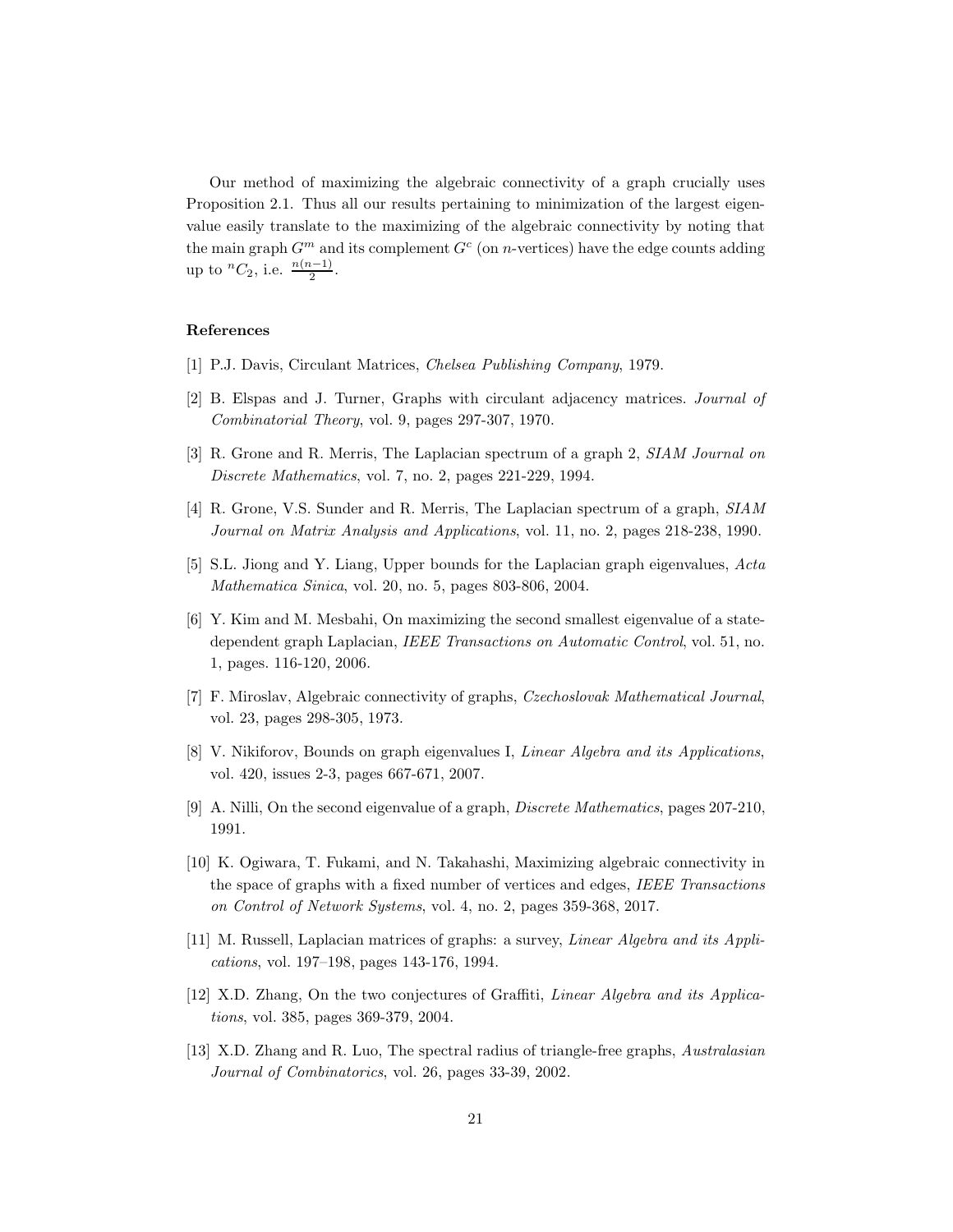Our method of maximizing the algebraic connectivity of a graph crucially uses Proposition 2.1. Thus all our results pertaining to minimization of the largest eigenvalue easily translate to the maximizing of the algebraic connectivity by noting that the main graph $G^m$ and its complement $G^c$ (on $n$-vertices) have the edge counts adding up to ${}^nC_2$, i.e. $\frac{n(n-1)}{2}$.

## References

[1] P.J. Davis, Circulant Matrices, *Chelsea Publishing Company*, 1979.

[2] B. Elspas and J. Turner, Graphs with circulant adjacency matrices. *Journal of Combinatorial Theory*, vol. 9, pages 297-307, 1970.

[3] R. Grone and R. Merris, The Laplacian spectrum of a graph 2, *SIAM Journal on Discrete Mathematics*, vol. 7, no. 2, pages 221-229, 1994.

[4] R. Grone, V.S. Sunder and R. Merris, The Laplacian spectrum of a graph, *SIAM Journal on Matrix Analysis and Applications*, vol. 11, no. 2, pages 218-238, 1990.

[5] S.L. Jiong and Y. Liang, Upper bounds for the Laplacian graph eigenvalues, *Acta Mathematica Sinica*, vol. 20, no. 5, pages 803-806, 2004.

[6] Y. Kim and M. Mesbahi, On maximizing the second smallest eigenvalue of a state-dependent graph Laplacian, *IEEE Transactions on Automatic Control*, vol. 51, no. 1, pages. 116-120, 2006.

[7] F. Miroslav, Algebraic connectivity of graphs, *Czechoslovak Mathematical Journal*, vol. 23, pages 298-305, 1973.

[8] V. Nikiforov, Bounds on graph eigenvalues I, *Linear Algebra and its Applications*, vol. 420, issues 2-3, pages 667-671, 2007.

[9] A. Nilli, On the second eigenvalue of a graph, *Discrete Mathematics*, pages 207-210, 1991.

[10] K. Ogiwara, T. Fukami, and N. Takahashi, Maximizing algebraic connectivity in the space of graphs with a fixed number of vertices and edges, *IEEE Transactions on Control of Network Systems*, vol. 4, no. 2, pages 359-368, 2017.

[11] M. Russell, Laplacian matrices of graphs: a survey, *Linear Algebra and its Applications*, vol. 197–198, pages 143-176, 1994.

[12] X.D. Zhang, On the two conjectures of Graffiti, *Linear Algebra and its Applications*, vol. 385, pages 369-379, 2004.

[13] X.D. Zhang and R. Luo, The spectral radius of triangle-free graphs, *Australasian Journal of Combinatorics*, vol. 26, pages 33-39, 2002.